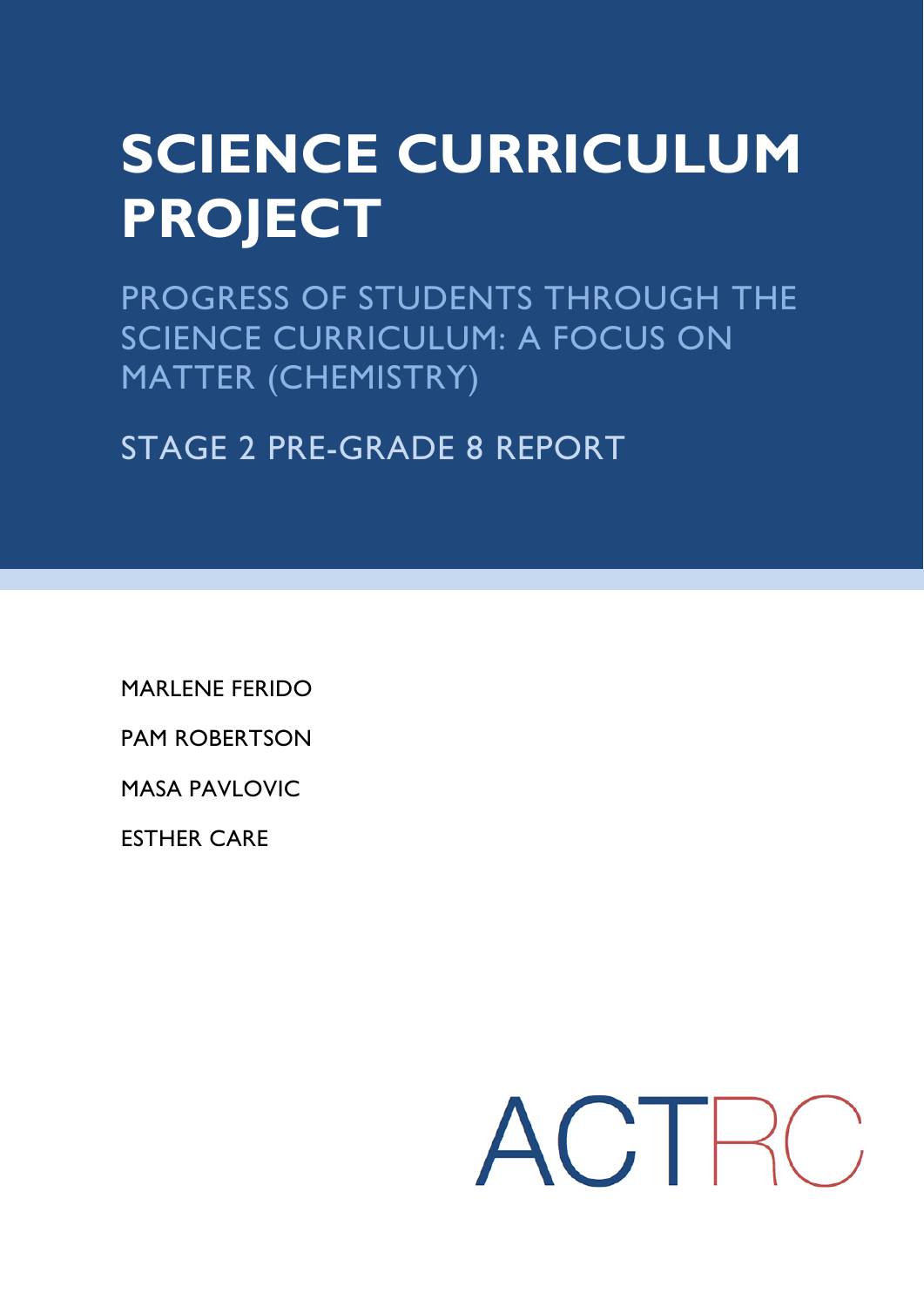# SCIENCE CURRICULUM PROJECT

## PROGRESS OF STUDENTS THROUGH THE SCIENCE CURRICULUM: A FOCUS ON MATTER (CHEMISTRY)

## STAGE 2 PRE-GRADE 8 REPORT

MARLENE FERIDO

PAM ROBERTSON

MASA PAVLOVIC

ESTHER CARE

ACTRC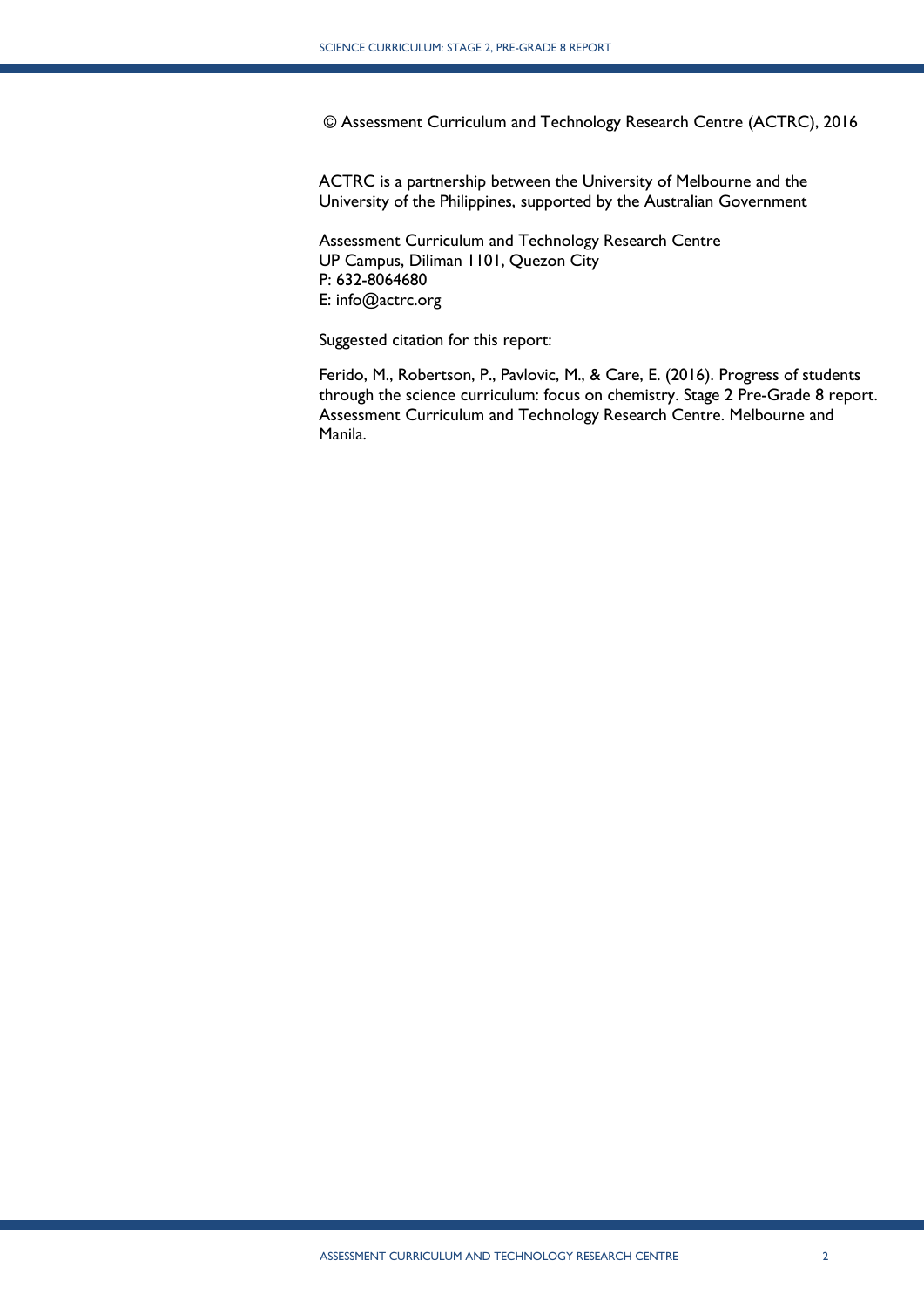© Assessment Curriculum and Technology Research Centre (ACTRC), 2016

ACTRC is a partnership between the University of Melbourne and the University of the Philippines, supported by the Australian Government

Assessment Curriculum and Technology Research Centre
UP Campus, Diliman 1101, Quezon City
P: 632-8064680
E: info@actrc.org

Suggested citation for this report:

Ferido, M., Robertson, P., Pavlovic, M., & Care, E. (2016). Progress of students through the science curriculum: focus on chemistry. Stage 2 Pre-Grade 8 report. Assessment Curriculum and Technology Research Centre. Melbourne and Manila.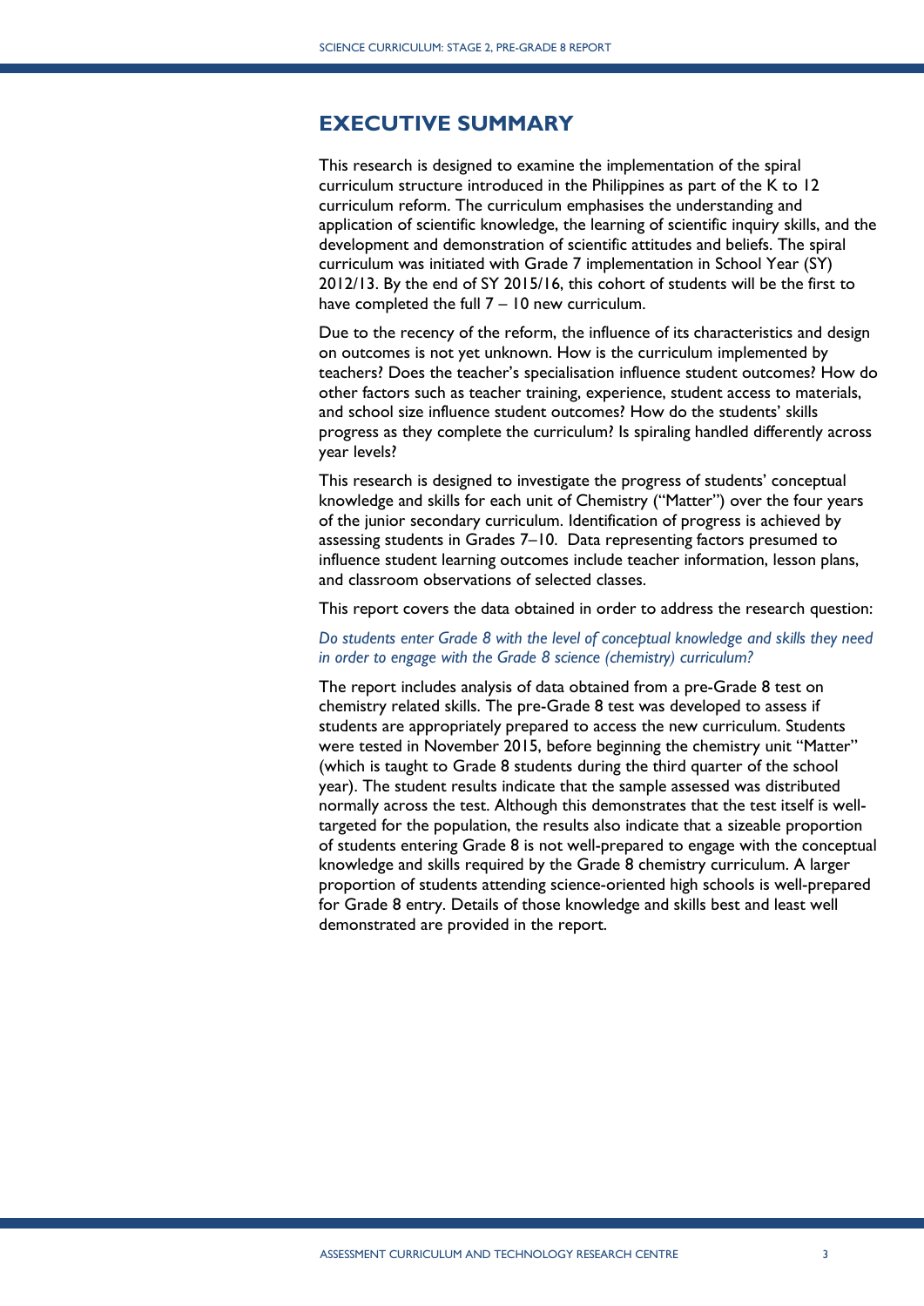# EXECUTIVE SUMMARY

This research is designed to examine the implementation of the spiral curriculum structure introduced in the Philippines as part of the K to 12 curriculum reform. The curriculum emphasises the understanding and application of scientific knowledge, the learning of scientific inquiry skills, and the development and demonstration of scientific attitudes and beliefs. The spiral curriculum was initiated with Grade 7 implementation in School Year (SY) 2012/13. By the end of SY 2015/16, this cohort of students will be the first to have completed the full 7 – 10 new curriculum.

Due to the recency of the reform, the influence of its characteristics and design on outcomes is not yet unknown. How is the curriculum implemented by teachers? Does the teacher's specialisation influence student outcomes? How do other factors such as teacher training, experience, student access to materials, and school size influence student outcomes? How do the students' skills progress as they complete the curriculum? Is spiraling handled differently across year levels?

This research is designed to investigate the progress of students' conceptual knowledge and skills for each unit of Chemistry ("Matter") over the four years of the junior secondary curriculum. Identification of progress is achieved by assessing students in Grades 7–10. Data representing factors presumed to influence student learning outcomes include teacher information, lesson plans, and classroom observations of selected classes.

This report covers the data obtained in order to address the research question:

*Do students enter Grade 8 with the level of conceptual knowledge and skills they need in order to engage with the Grade 8 science (chemistry) curriculum?*

The report includes analysis of data obtained from a pre-Grade 8 test on chemistry related skills. The pre-Grade 8 test was developed to assess if students are appropriately prepared to access the new curriculum. Students were tested in November 2015, before beginning the chemistry unit "Matter" (which is taught to Grade 8 students during the third quarter of the school year). The student results indicate that the sample assessed was distributed normally across the test. Although this demonstrates that the test itself is well-targeted for the population, the results also indicate that a sizeable proportion of students entering Grade 8 is not well-prepared to engage with the conceptual knowledge and skills required by the Grade 8 chemistry curriculum. A larger proportion of students attending science-oriented high schools is well-prepared for Grade 8 entry. Details of those knowledge and skills best and least well demonstrated are provided in the report.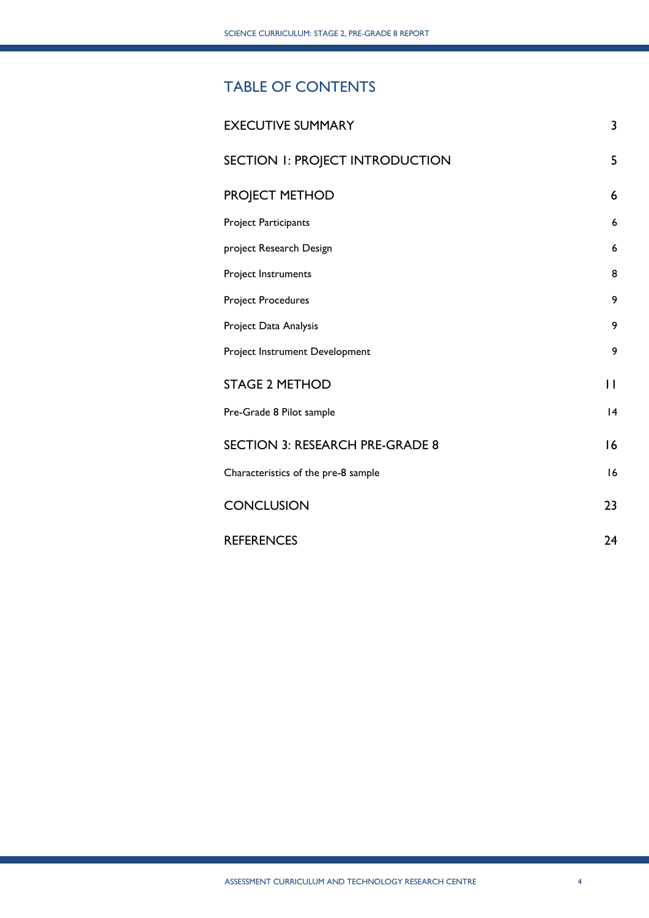# TABLE OF CONTENTS

| | |
|---|---|
| EXECUTIVE SUMMARY | 3 |
| SECTION 1: PROJECT INTRODUCTION | 5 |
| PROJECT METHOD | 6 |
| Project Participants | 6 |
| project Research Design | 6 |
| Project Instruments | 8 |
| Project Procedures | 9 |
| Project Data Analysis | 9 |
| Project Instrument Development | 9 |
| STAGE 2 METHOD | 11 |
| Pre-Grade 8 Pilot sample | 14 |
| SECTION 3: RESEARCH PRE-GRADE 8 | 16 |
| Characteristics of the pre-8 sample | 16 |
| CONCLUSION | 23 |
| REFERENCES | 24 |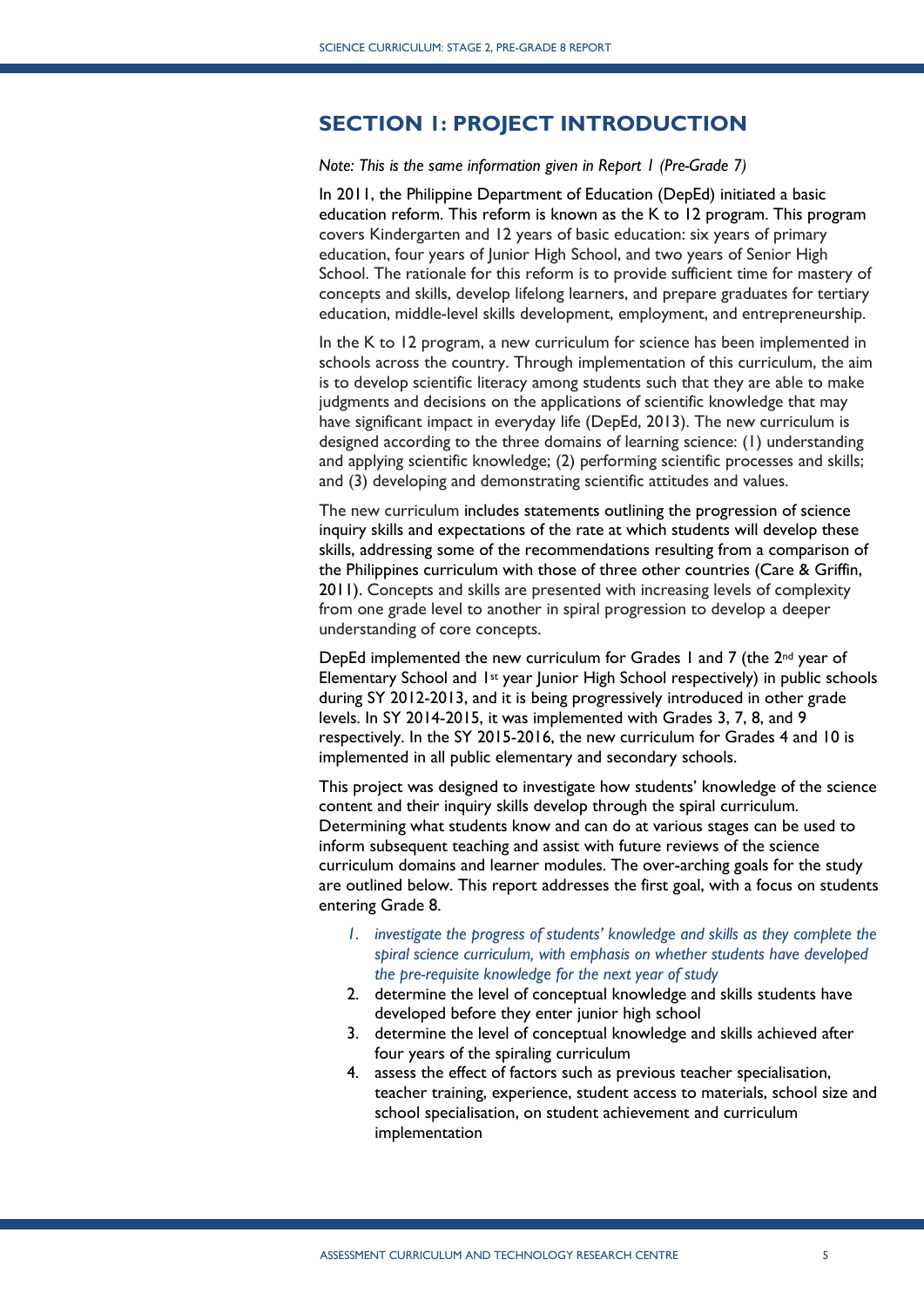# SECTION 1: PROJECT INTRODUCTION

*Note: This is the same information given in Report 1 (Pre-Grade 7)*

In 2011, the Philippine Department of Education (DepEd) initiated a basic education reform. This reform is known as the K to 12 program. This program covers Kindergarten and 12 years of basic education: six years of primary education, four years of Junior High School, and two years of Senior High School. The rationale for this reform is to provide sufficient time for mastery of concepts and skills, develop lifelong learners, and prepare graduates for tertiary education, middle-level skills development, employment, and entrepreneurship.

In the K to 12 program, a new curriculum for science has been implemented in schools across the country. Through implementation of this curriculum, the aim is to develop scientific literacy among students such that they are able to make judgments and decisions on the applications of scientific knowledge that may have significant impact in everyday life (DepEd, 2013). The new curriculum is designed according to the three domains of learning science: (1) understanding and applying scientific knowledge; (2) performing scientific processes and skills; and (3) developing and demonstrating scientific attitudes and values.

The new curriculum includes statements outlining the progression of science inquiry skills and expectations of the rate at which students will develop these skills, addressing some of the recommendations resulting from a comparison of the Philippines curriculum with those of three other countries (Care & Griffin, 2011). Concepts and skills are presented with increasing levels of complexity from one grade level to another in spiral progression to develop a deeper understanding of core concepts.

DepEd implemented the new curriculum for Grades 1 and 7 (the 2nd year of Elementary School and 1st year Junior High School respectively) in public schools during SY 2012-2013, and it is being progressively introduced in other grade levels. In SY 2014-2015, it was implemented with Grades 3, 7, 8, and 9 respectively. In the SY 2015-2016, the new curriculum for Grades 4 and 10 is implemented in all public elementary and secondary schools.

This project was designed to investigate how students' knowledge of the science content and their inquiry skills develop through the spiral curriculum. Determining what students know and can do at various stages can be used to inform subsequent teaching and assist with future reviews of the science curriculum domains and learner modules. The over-arching goals for the study are outlined below. This report addresses the first goal, with a focus on students entering Grade 8.

1. *investigate the progress of students' knowledge and skills as they complete the spiral science curriculum, with emphasis on whether students have developed the pre-requisite knowledge for the next year of study*
2. determine the level of conceptual knowledge and skills students have developed before they enter junior high school
3. determine the level of conceptual knowledge and skills achieved after four years of the spiraling curriculum
4. assess the effect of factors such as previous teacher specialisation, teacher training, experience, student access to materials, school size and school specialisation, on student achievement and curriculum implementation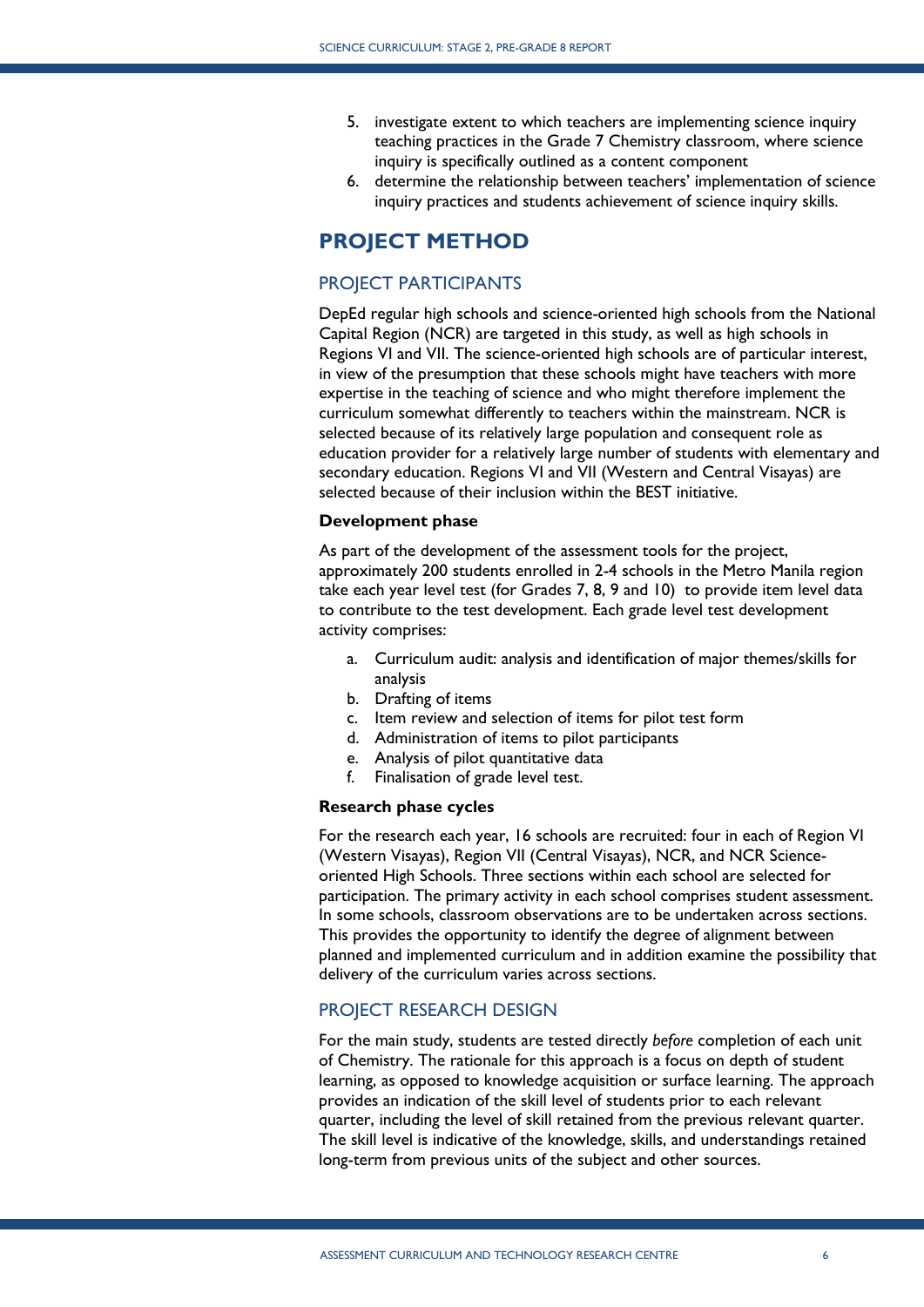5. investigate extent to which teachers are implementing science inquiry teaching practices in the Grade 7 Chemistry classroom, where science inquiry is specifically outlined as a content component
6. determine the relationship between teachers' implementation of science inquiry practices and students achievement of science inquiry skills.

# PROJECT METHOD

## PROJECT PARTICIPANTS

DepEd regular high schools and science-oriented high schools from the National Capital Region (NCR) are targeted in this study, as well as high schools in Regions VI and VII. The science-oriented high schools are of particular interest, in view of the presumption that these schools might have teachers with more expertise in the teaching of science and who might therefore implement the curriculum somewhat differently to teachers within the mainstream. NCR is selected because of its relatively large population and consequent role as education provider for a relatively large number of students with elementary and secondary education. Regions VI and VII (Western and Central Visayas) are selected because of their inclusion within the BEST initiative.

**Development phase**

As part of the development of the assessment tools for the project, approximately 200 students enrolled in 2-4 schools in the Metro Manila region take each year level test (for Grades 7, 8, 9 and 10) to provide item level data to contribute to the test development. Each grade level test development activity comprises:

a. Curriculum audit: analysis and identification of major themes/skills for analysis
b. Drafting of items
c. Item review and selection of items for pilot test form
d. Administration of items to pilot participants
e. Analysis of pilot quantitative data
f. Finalisation of grade level test.

**Research phase cycles**

For the research each year, 16 schools are recruited: four in each of Region VI (Western Visayas), Region VII (Central Visayas), NCR, and NCR Science-oriented High Schools. Three sections within each school are selected for participation. The primary activity in each school comprises student assessment. In some schools, classroom observations are to be undertaken across sections. This provides the opportunity to identify the degree of alignment between planned and implemented curriculum and in addition examine the possibility that delivery of the curriculum varies across sections.

## PROJECT RESEARCH DESIGN

For the main study, students are tested directly *before* completion of each unit of Chemistry. The rationale for this approach is a focus on depth of student learning, as opposed to knowledge acquisition or surface learning. The approach provides an indication of the skill level of students prior to each relevant quarter, including the level of skill retained from the previous relevant quarter. The skill level is indicative of the knowledge, skills, and understandings retained long-term from previous units of the subject and other sources.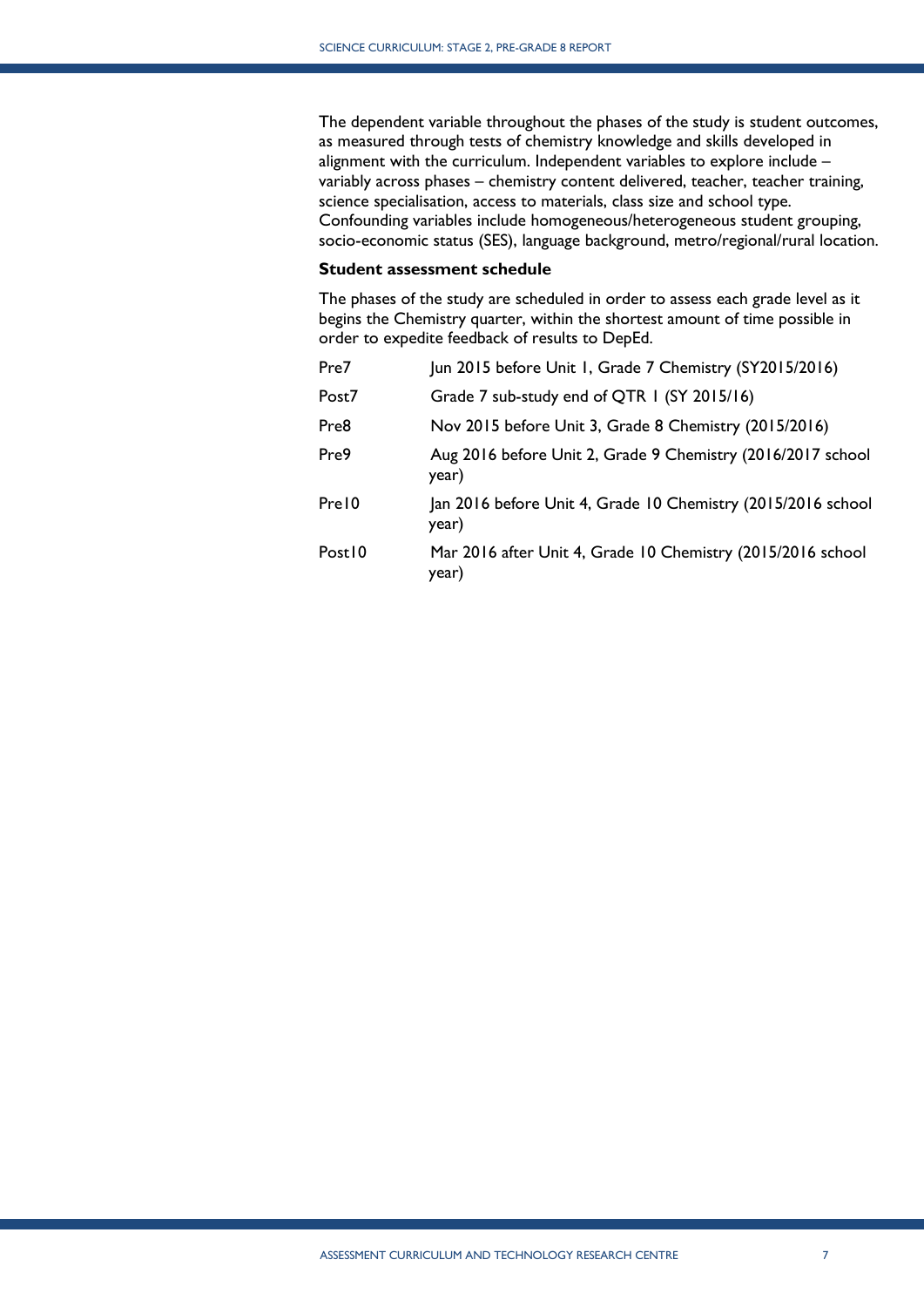The dependent variable throughout the phases of the study is student outcomes, as measured through tests of chemistry knowledge and skills developed in alignment with the curriculum. Independent variables to explore include – variably across phases – chemistry content delivered, teacher, teacher training, science specialisation, access to materials, class size and school type. Confounding variables include homogeneous/heterogeneous student grouping, socio-economic status (SES), language background, metro/regional/rural location.

**Student assessment schedule**

The phases of the study are scheduled in order to assess each grade level as it begins the Chemistry quarter, within the shortest amount of time possible in order to expedite feedback of results to DepEd.

| | |
|---|---|
| Pre7 | Jun 2015 before Unit 1, Grade 7 Chemistry (SY2015/2016) |
| Post7 | Grade 7 sub-study end of QTR 1 (SY 2015/16) |
| Pre8 | Nov 2015 before Unit 3, Grade 8 Chemistry (2015/2016) |
| Pre9 | Aug 2016 before Unit 2, Grade 9 Chemistry (2016/2017 school year) |
| Pre10 | Jan 2016 before Unit 4, Grade 10 Chemistry (2015/2016 school year) |
| Post10 | Mar 2016 after Unit 4, Grade 10 Chemistry (2015/2016 school year) |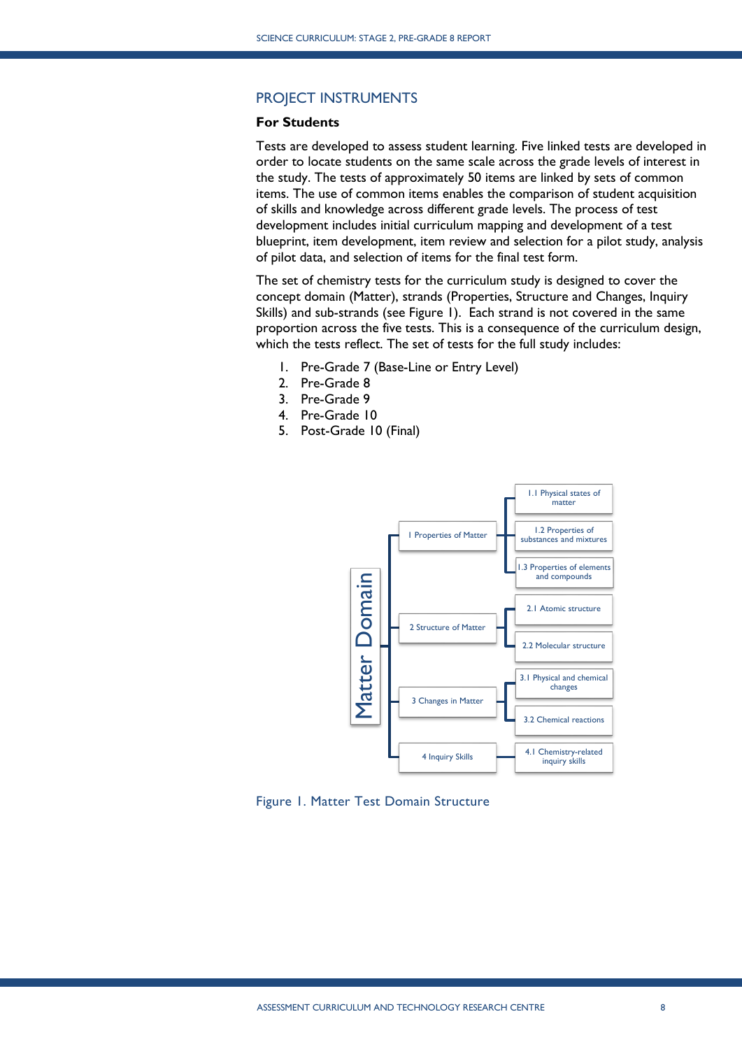## PROJECT INSTRUMENTS

### For Students

Tests are developed to assess student learning. Five linked tests are developed in order to locate students on the same scale across the grade levels of interest in the study. The tests of approximately 50 items are linked by sets of common items. The use of common items enables the comparison of student acquisition of skills and knowledge across different grade levels. The process of test development includes initial curriculum mapping and development of a test blueprint, item development, item review and selection for a pilot study, analysis of pilot data, and selection of items for the final test form.

The set of chemistry tests for the curriculum study is designed to cover the concept domain (Matter), strands (Properties, Structure and Changes, Inquiry Skills) and sub-strands (see Figure 1). Each strand is not covered in the same proportion across the five tests. This is a consequence of the curriculum design, which the tests reflect. The set of tests for the full study includes:

1. Pre-Grade 7 (Base-Line or Entry Level)
2. Pre-Grade 8
3. Pre-Grade 9
4. Pre-Grade 10
5. Post-Grade 10 (Final)

**Matter Domain**

- 1 Properties of Matter
  - 1.1 Physical states of matter
  - 1.2 Properties of substances and mixtures
  - 1.3 Properties of elements and compounds
- 2 Structure of Matter
  - 2.1 Atomic structure
  - 2.2 Molecular structure
- 3 Changes in Matter
  - 3.1 Physical and chemical changes
  - 3.2 Chemical reactions
- 4 Inquiry Skills
  - 4.1 Chemistry-related inquiry skills

Figure 1. Matter Test Domain Structure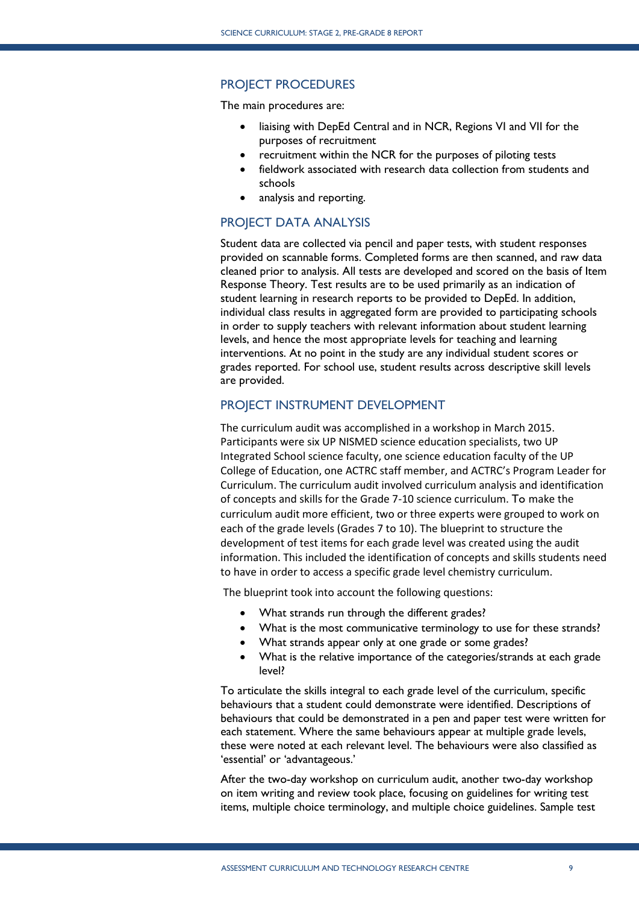## PROJECT PROCEDURES

The main procedures are:

- liaising with DepEd Central and in NCR, Regions VI and VII for the purposes of recruitment
- recruitment within the NCR for the purposes of piloting tests
- fieldwork associated with research data collection from students and schools
- analysis and reporting.

## PROJECT DATA ANALYSIS

Student data are collected via pencil and paper tests, with student responses provided on scannable forms. Completed forms are then scanned, and raw data cleaned prior to analysis. All tests are developed and scored on the basis of Item Response Theory. Test results are to be used primarily as an indication of student learning in research reports to be provided to DepEd. In addition, individual class results in aggregated form are provided to participating schools in order to supply teachers with relevant information about student learning levels, and hence the most appropriate levels for teaching and learning interventions. At no point in the study are any individual student scores or grades reported. For school use, student results across descriptive skill levels are provided.

## PROJECT INSTRUMENT DEVELOPMENT

The curriculum audit was accomplished in a workshop in March 2015. Participants were six UP NISMED science education specialists, two UP Integrated School science faculty, one science education faculty of the UP College of Education, one ACTRC staff member, and ACTRC's Program Leader for Curriculum. The curriculum audit involved curriculum analysis and identification of concepts and skills for the Grade 7-10 science curriculum. To make the curriculum audit more efficient, two or three experts were grouped to work on each of the grade levels (Grades 7 to 10). The blueprint to structure the development of test items for each grade level was created using the audit information. This included the identification of concepts and skills students need to have in order to access a specific grade level chemistry curriculum.

The blueprint took into account the following questions:

- What strands run through the different grades?
- What is the most communicative terminology to use for these strands?
- What strands appear only at one grade or some grades?
- What is the relative importance of the categories/strands at each grade level?

To articulate the skills integral to each grade level of the curriculum, specific behaviours that a student could demonstrate were identified. Descriptions of behaviours that could be demonstrated in a pen and paper test were written for each statement. Where the same behaviours appear at multiple grade levels, these were noted at each relevant level. The behaviours were also classified as 'essential' or 'advantageous.'

After the two-day workshop on curriculum audit, another two-day workshop on item writing and review took place, focusing on guidelines for writing test items, multiple choice terminology, and multiple choice guidelines. Sample test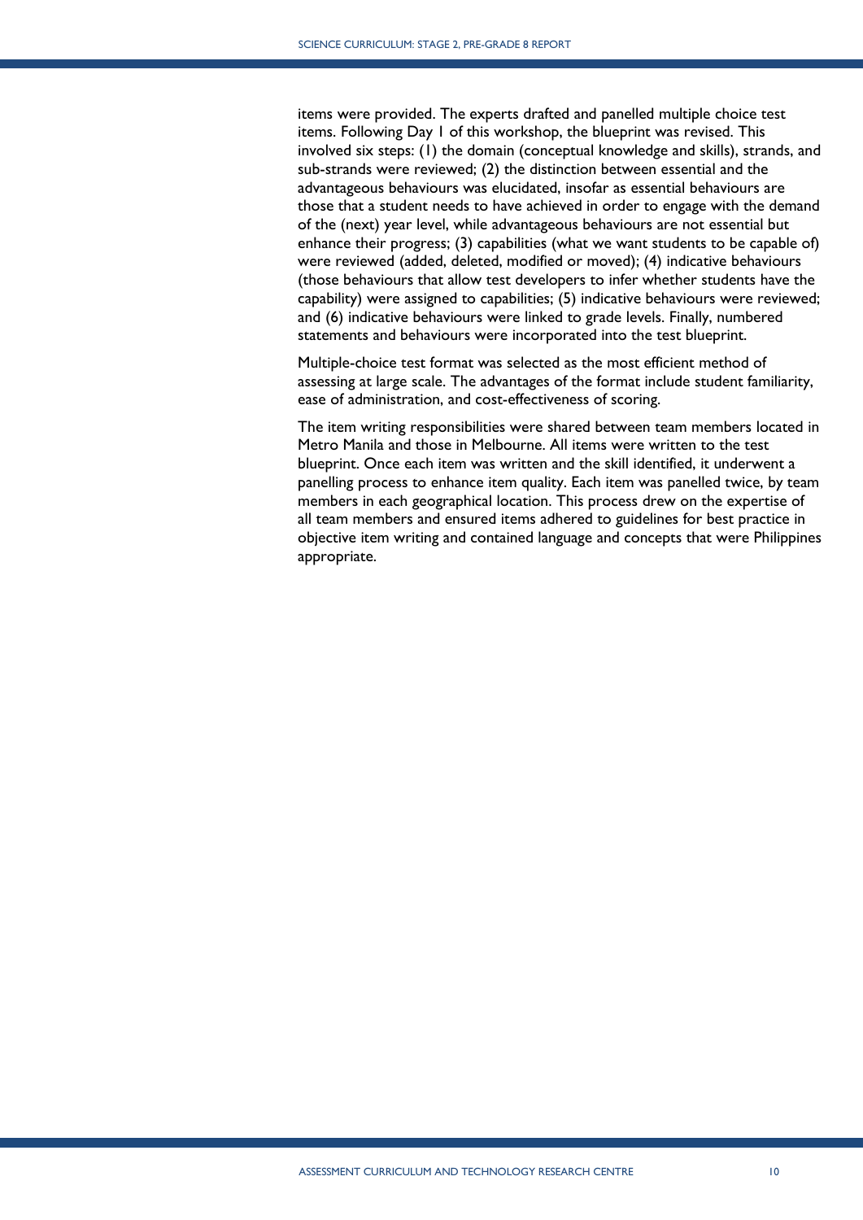items were provided. The experts drafted and panelled multiple choice test items. Following Day 1 of this workshop, the blueprint was revised. This involved six steps: (1) the domain (conceptual knowledge and skills), strands, and sub-strands were reviewed; (2) the distinction between essential and the advantageous behaviours was elucidated, insofar as essential behaviours are those that a student needs to have achieved in order to engage with the demand of the (next) year level, while advantageous behaviours are not essential but enhance their progress; (3) capabilities (what we want students to be capable of) were reviewed (added, deleted, modified or moved); (4) indicative behaviours (those behaviours that allow test developers to infer whether students have the capability) were assigned to capabilities; (5) indicative behaviours were reviewed; and (6) indicative behaviours were linked to grade levels. Finally, numbered statements and behaviours were incorporated into the test blueprint.

Multiple-choice test format was selected as the most efficient method of assessing at large scale. The advantages of the format include student familiarity, ease of administration, and cost-effectiveness of scoring.

The item writing responsibilities were shared between team members located in Metro Manila and those in Melbourne. All items were written to the test blueprint. Once each item was written and the skill identified, it underwent a panelling process to enhance item quality. Each item was panelled twice, by team members in each geographical location. This process drew on the expertise of all team members and ensured items adhered to guidelines for best practice in objective item writing and contained language and concepts that were Philippines appropriate.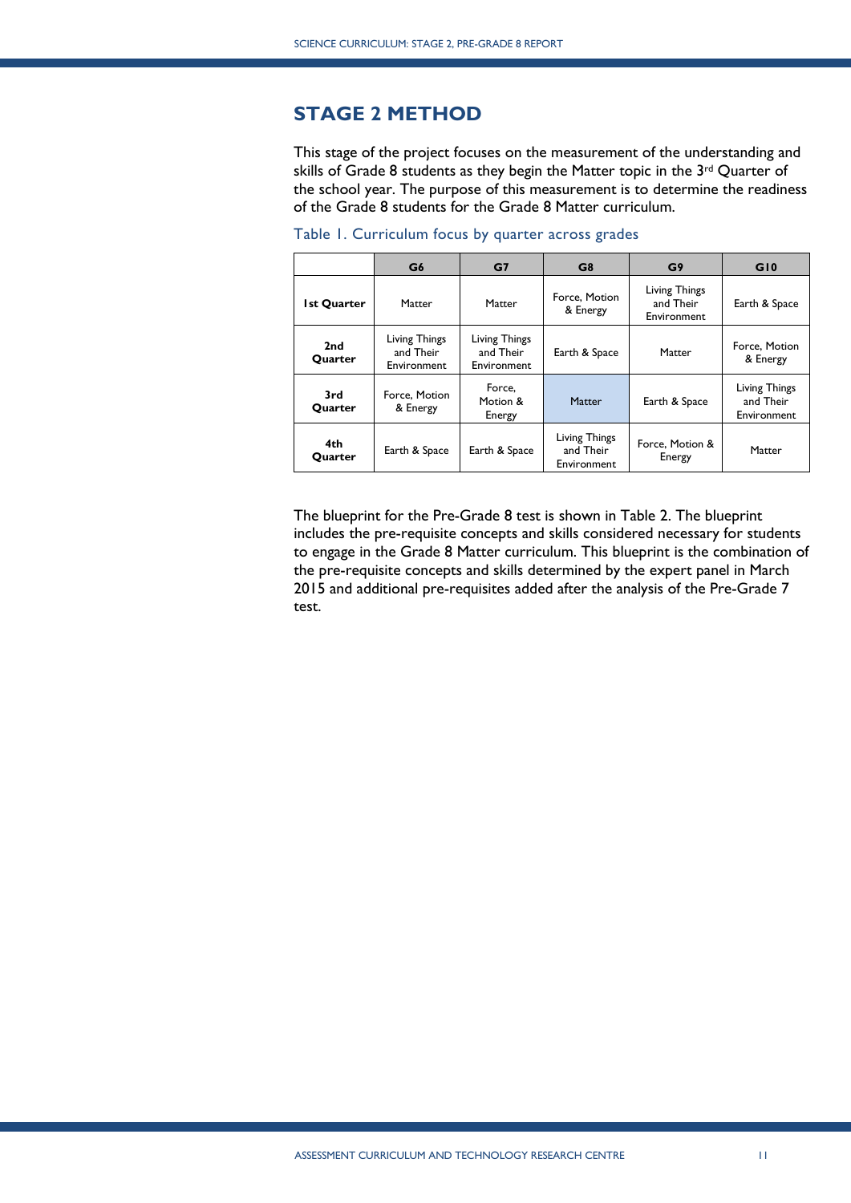## STAGE 2 METHOD

This stage of the project focuses on the measurement of the understanding and skills of Grade 8 students as they begin the Matter topic in the 3rd Quarter of the school year. The purpose of this measurement is to determine the readiness of the Grade 8 students for the Grade 8 Matter curriculum.

Table 1. Curriculum focus by quarter across grades

| | G6 | G7 | G8 | G9 | G10 |
|---|---|---|---|---|---|
| **1st Quarter** | Matter | Matter | Force, Motion & Energy | Living Things and Their Environment | Earth & Space |
| **2nd Quarter** | Living Things and Their Environment | Living Things and Their Environment | Earth & Space | Matter | Force, Motion & Energy |
| **3rd Quarter** | Force, Motion & Energy | Force, Motion & Energy | Matter | Earth & Space | Living Things and Their Environment |
| **4th Quarter** | Earth & Space | Earth & Space | Living Things and Their Environment | Force, Motion & Energy | Matter |

The blueprint for the Pre-Grade 8 test is shown in Table 2. The blueprint includes the pre-requisite concepts and skills considered necessary for students to engage in the Grade 8 Matter curriculum. This blueprint is the combination of the pre-requisite concepts and skills determined by the expert panel in March 2015 and additional pre-requisites added after the analysis of the Pre-Grade 7 test.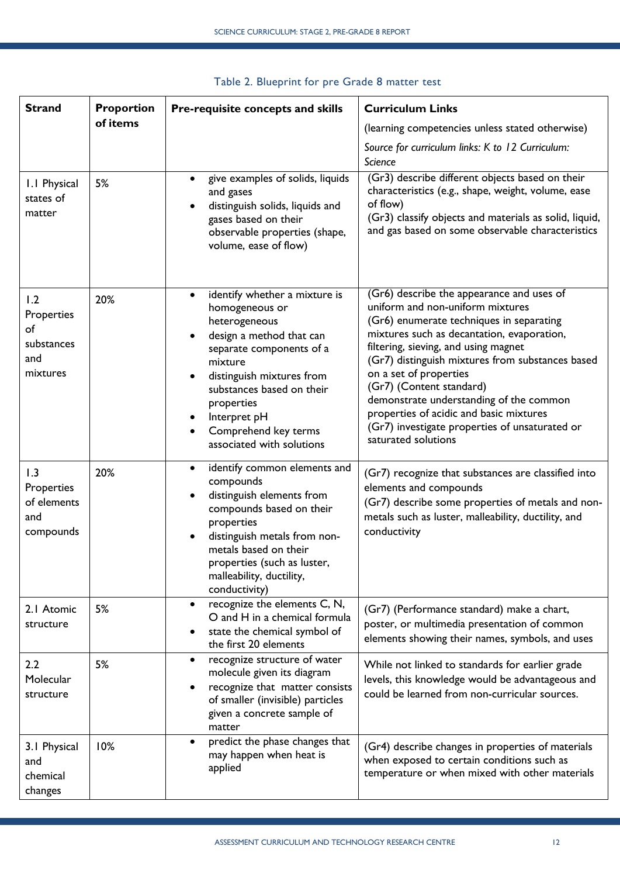Table 2. Blueprint for pre Grade 8 matter test

| Strand | Proportion of items | Pre-requisite concepts and skills | Curriculum Links (learning competencies unless stated otherwise) *Source for curriculum links: K to 12 Curriculum: Science* |
|---|---|---|---|
| 1.1 Physical states of matter | 5% | • give examples of solids, liquids and gases<br>• distinguish solids, liquids and gases based on their observable properties (shape, volume, ease of flow) | (Gr3) describe different objects based on their characteristics (e.g., shape, weight, volume, ease of flow)<br>(Gr3) classify objects and materials as solid, liquid, and gas based on some observable characteristics |
| 1.2 Properties of substances and mixtures | 20% | • identify whether a mixture is homogeneous or heterogeneous<br>• design a method that can separate components of a mixture<br>• distinguish mixtures from substances based on their properties<br>• Interpret pH<br>• Comprehend key terms associated with solutions | (Gr6) describe the appearance and uses of uniform and non-uniform mixtures<br>(Gr6) enumerate techniques in separating mixtures such as decantation, evaporation, filtering, sieving, and using magnet<br>(Gr7) distinguish mixtures from substances based on a set of properties<br>(Gr7) (Content standard) demonstrate understanding of the common properties of acidic and basic mixtures<br>(Gr7) investigate properties of unsaturated or saturated solutions |
| 1.3 Properties of elements and compounds | 20% | • identify common elements and compounds<br>• distinguish elements from compounds based on their properties<br>• distinguish metals from non-metals based on their properties (such as luster, malleability, ductility, conductivity) | (Gr7) recognize that substances are classified into elements and compounds<br>(Gr7) describe some properties of metals and non-metals such as luster, malleability, ductility, and conductivity |
| 2.1 Atomic structure | 5% | • recognize the elements C, N, O and H in a chemical formula<br>• state the chemical symbol of the first 20 elements | (Gr7) (Performance standard) make a chart, poster, or multimedia presentation of common elements showing their names, symbols, and uses |
| 2.2 Molecular structure | 5% | • recognize structure of water molecule given its diagram<br>• recognize that matter consists of smaller (invisible) particles given a concrete sample of matter | While not linked to standards for earlier grade levels, this knowledge would be advantageous and could be learned from non-curricular sources. |
| 3.1 Physical and chemical changes | 10% | • predict the phase changes that may happen when heat is applied | (Gr4) describe changes in properties of materials when exposed to certain conditions such as temperature or when mixed with other materials |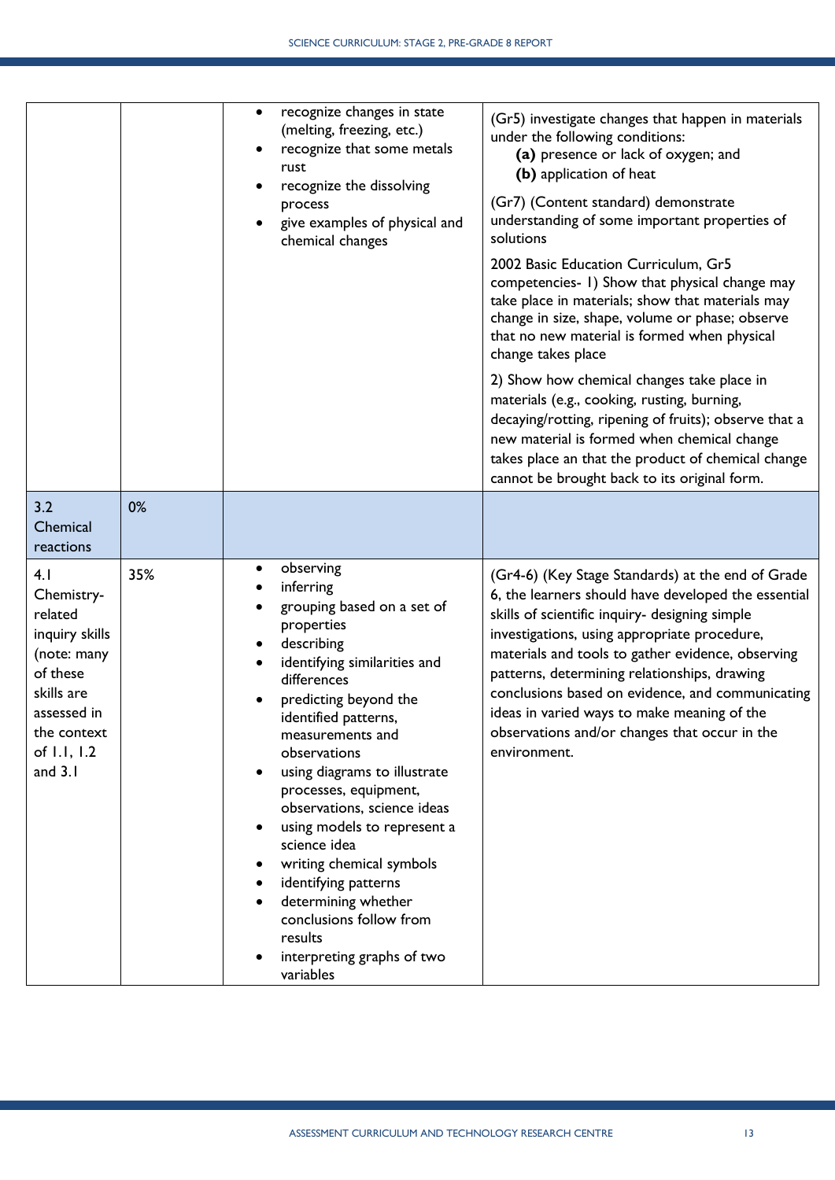| | | | |
|---|---|---|---|
| | | • recognize changes in state (melting, freezing, etc.)<br>• recognize that some metals rust<br>• recognize the dissolving process<br>• give examples of physical and chemical changes | (Gr5) investigate changes that happen in materials under the following conditions:<br>**(a)** presence or lack of oxygen; and<br>**(b)** application of heat<br><br>(Gr7) (Content standard) demonstrate understanding of some important properties of solutions<br><br>2002 Basic Education Curriculum, Gr5 competencies- 1) Show that physical change may take place in materials; show that materials may change in size, shape, volume or phase; observe that no new material is formed when physical change takes place<br><br>2) Show how chemical changes take place in materials (e.g., cooking, rusting, burning, decaying/rotting, ripening of fruits); observe that a new material is formed when chemical change takes place an that the product of chemical change cannot be brought back to its original form. |
| 3.2 Chemical reactions | 0% | | |
| 4.1 Chemistry-related inquiry skills (note: many of these skills are assessed in the context of 1.1, 1.2 and 3.1 | 35% | • observing<br>• inferring<br>• grouping based on a set of properties<br>• describing<br>• identifying similarities and differences<br>• predicting beyond the identified patterns, measurements and observations<br>• using diagrams to illustrate processes, equipment, observations, science ideas<br>• using models to represent a science idea<br>• writing chemical symbols<br>• identifying patterns<br>• determining whether conclusions follow from results<br>• interpreting graphs of two variables | (Gr4-6) (Key Stage Standards) at the end of Grade 6, the learners should have developed the essential skills of scientific inquiry- designing simple investigations, using appropriate procedure, materials and tools to gather evidence, observing patterns, determining relationships, drawing conclusions based on evidence, and communicating ideas in varied ways to make meaning of the observations and/or changes that occur in the environment. |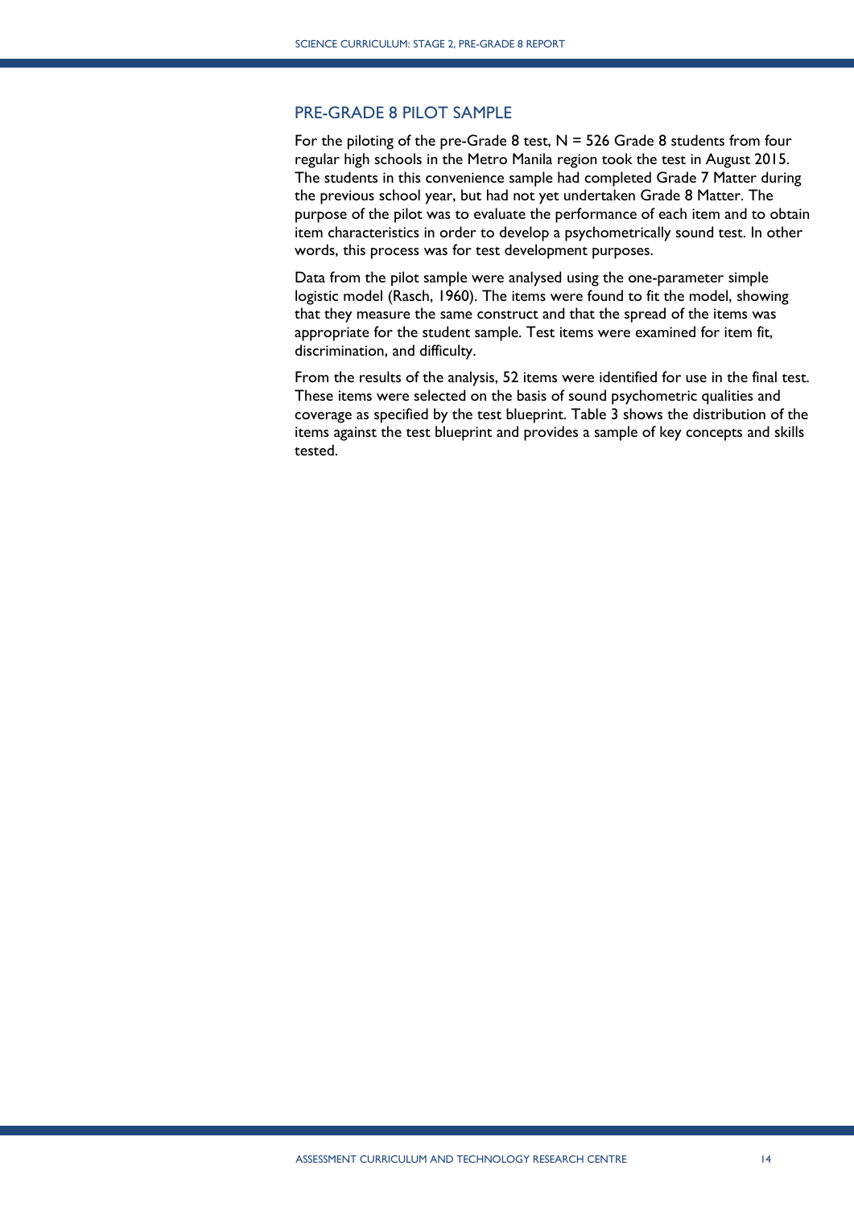## PRE-GRADE 8 PILOT SAMPLE

For the piloting of the pre-Grade 8 test, N = 526 Grade 8 students from four regular high schools in the Metro Manila region took the test in August 2015. The students in this convenience sample had completed Grade 7 Matter during the previous school year, but had not yet undertaken Grade 8 Matter. The purpose of the pilot was to evaluate the performance of each item and to obtain item characteristics in order to develop a psychometrically sound test. In other words, this process was for test development purposes.

Data from the pilot sample were analysed using the one-parameter simple logistic model (Rasch, 1960). The items were found to fit the model, showing that they measure the same construct and that the spread of the items was appropriate for the student sample. Test items were examined for item fit, discrimination, and difficulty.

From the results of the analysis, 52 items were identified for use in the final test. These items were selected on the basis of sound psychometric qualities and coverage as specified by the test blueprint. Table 3 shows the distribution of the items against the test blueprint and provides a sample of key concepts and skills tested.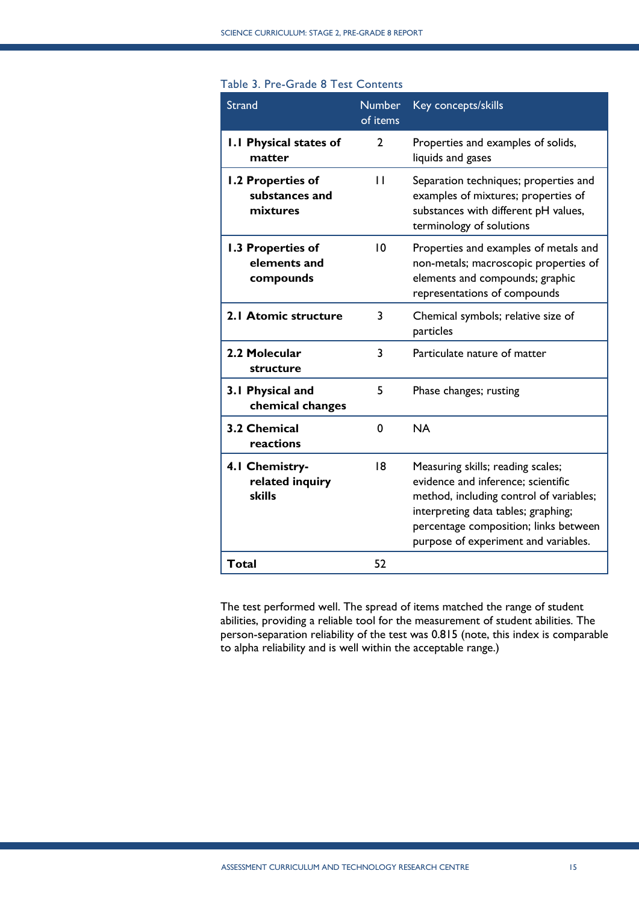Table 3. Pre-Grade 8 Test Contents

| Strand | Number of items | Key concepts/skills |
|---|---|---|
| **1.1 Physical states of matter** | 2 | Properties and examples of solids, liquids and gases |
| **1.2 Properties of substances and mixtures** | 11 | Separation techniques; properties and examples of mixtures; properties of substances with different pH values, terminology of solutions |
| **1.3 Properties of elements and compounds** | 10 | Properties and examples of metals and non-metals; macroscopic properties of elements and compounds; graphic representations of compounds |
| **2.1 Atomic structure** | 3 | Chemical symbols; relative size of particles |
| **2.2 Molecular structure** | 3 | Particulate nature of matter |
| **3.1 Physical and chemical changes** | 5 | Phase changes; rusting |
| **3.2 Chemical reactions** | 0 | NA |
| **4.1 Chemistry-related inquiry skills** | 18 | Measuring skills; reading scales; evidence and inference; scientific method, including control of variables; interpreting data tables; graphing; percentage composition; links between purpose of experiment and variables. |
| **Total** | 52 | |

The test performed well. The spread of items matched the range of student abilities, providing a reliable tool for the measurement of student abilities. The person-separation reliability of the test was 0.815 (note, this index is comparable to alpha reliability and is well within the acceptable range.)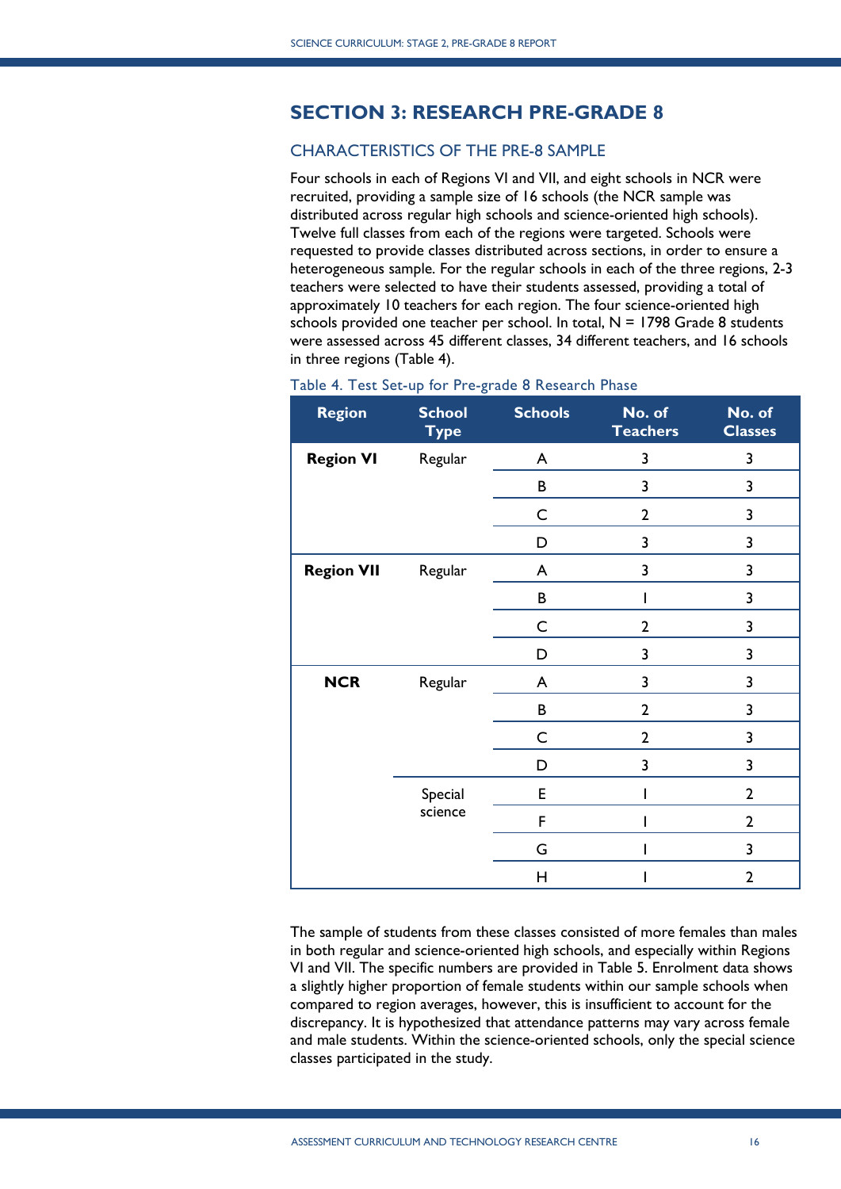## SECTION 3: RESEARCH PRE-GRADE 8

### CHARACTERISTICS OF THE PRE-8 SAMPLE

Four schools in each of Regions VI and VII, and eight schools in NCR were recruited, providing a sample size of 16 schools (the NCR sample was distributed across regular high schools and science-oriented high schools). Twelve full classes from each of the regions were targeted. Schools were requested to provide classes distributed across sections, in order to ensure a heterogeneous sample. For the regular schools in each of the three regions, 2-3 teachers were selected to have their students assessed, providing a total of approximately 10 teachers for each region. The four science-oriented high schools provided one teacher per school. In total, N = 1798 Grade 8 students were assessed across 45 different classes, 34 different teachers, and 16 schools in three regions (Table 4).

Table 4. Test Set-up for Pre-grade 8 Research Phase

| Region | School Type | Schools | No. of Teachers | No. of Classes |
|---|---|---|---|---|
| **Region VI** | Regular | A | 3 | 3 |
| | | B | 3 | 3 |
| | | C | 2 | 3 |
| | | D | 3 | 3 |
| **Region VII** | Regular | A | 3 | 3 |
| | | B | 1 | 3 |
| | | C | 2 | 3 |
| | | D | 3 | 3 |
| **NCR** | Regular | A | 3 | 3 |
| | | B | 2 | 3 |
| | | C | 2 | 3 |
| | | D | 3 | 3 |
| | Special science | E | 1 | 2 |
| | | F | 1 | 2 |
| | | G | 1 | 3 |
| | | H | 1 | 2 |

The sample of students from these classes consisted of more females than males in both regular and science-oriented high schools, and especially within Regions VI and VII. The specific numbers are provided in Table 5. Enrolment data shows a slightly higher proportion of female students within our sample schools when compared to region averages, however, this is insufficient to account for the discrepancy. It is hypothesized that attendance patterns may vary across female and male students. Within the science-oriented schools, only the special science classes participated in the study.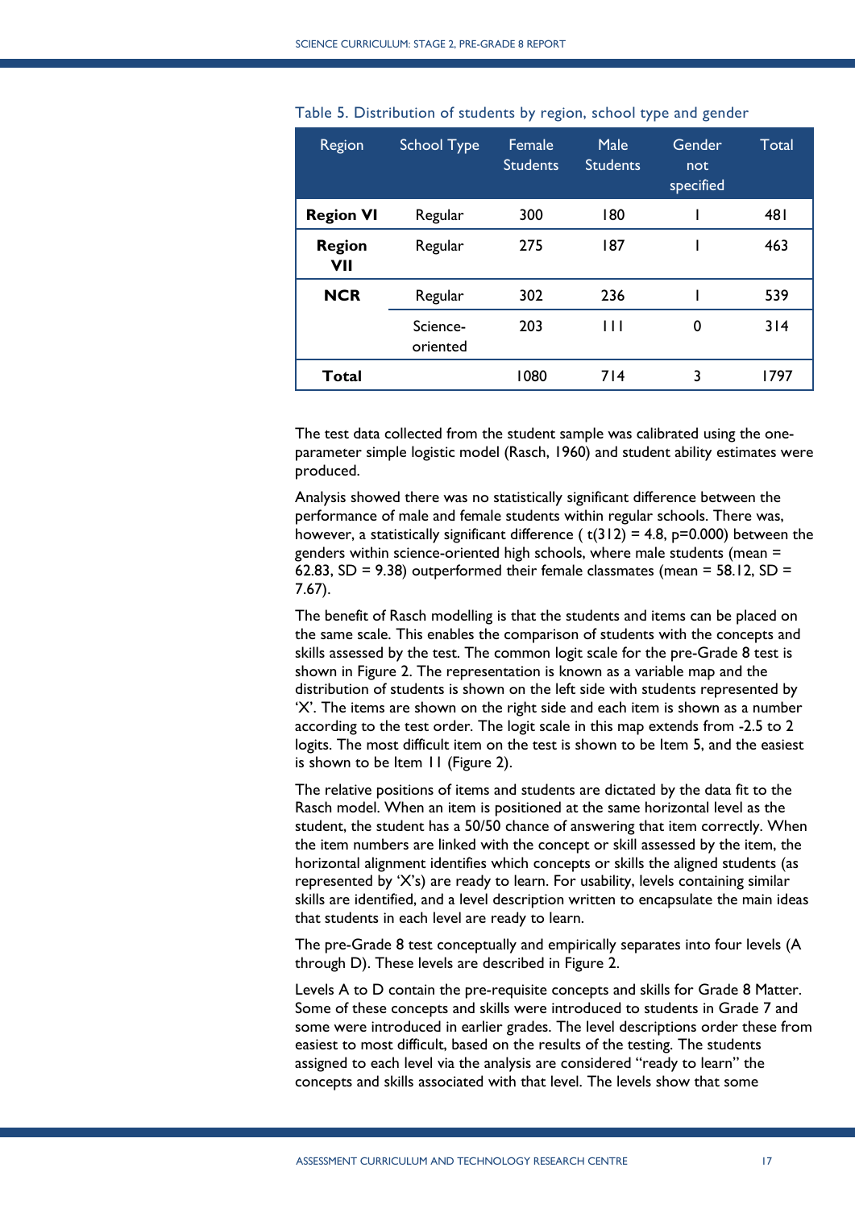Table 5. Distribution of students by region, school type and gender

| Region | School Type | Female Students | Male Students | Gender not specified | Total |
|---|---|---|---|---|---|
| **Region VI** | Regular | 300 | 180 | 1 | 481 |
| **Region VII** | Regular | 275 | 187 | 1 | 463 |
| **NCR** | Regular | 302 | 236 | 1 | 539 |
| | Science-oriented | 203 | 111 | 0 | 314 |
| **Total** | | 1080 | 714 | 3 | 1797 |

The test data collected from the student sample was calibrated using the one-parameter simple logistic model (Rasch, 1960) and student ability estimates were produced.

Analysis showed there was no statistically significant difference between the performance of male and female students within regular schools. There was, however, a statistically significant difference ( $t(312) = 4.8$, $p=0.000$) between the genders within science-oriented high schools, where male students (mean = 62.83, SD = 9.38) outperformed their female classmates (mean = 58.12, SD = 7.67).

The benefit of Rasch modelling is that the students and items can be placed on the same scale. This enables the comparison of students with the concepts and skills assessed by the test. The common logit scale for the pre-Grade 8 test is shown in Figure 2. The representation is known as a variable map and the distribution of students is shown on the left side with students represented by 'X'. The items are shown on the right side and each item is shown as a number according to the test order. The logit scale in this map extends from -2.5 to 2 logits. The most difficult item on the test is shown to be Item 5, and the easiest is shown to be Item 11 (Figure 2).

The relative positions of items and students are dictated by the data fit to the Rasch model. When an item is positioned at the same horizontal level as the student, the student has a 50/50 chance of answering that item correctly. When the item numbers are linked with the concept or skill assessed by the item, the horizontal alignment identifies which concepts or skills the aligned students (as represented by 'X's) are ready to learn. For usability, levels containing similar skills are identified, and a level description written to encapsulate the main ideas that students in each level are ready to learn.

The pre-Grade 8 test conceptually and empirically separates into four levels (A through D). These levels are described in Figure 2.

Levels A to D contain the pre-requisite concepts and skills for Grade 8 Matter. Some of these concepts and skills were introduced to students in Grade 7 and some were introduced in earlier grades. The level descriptions order these from easiest to most difficult, based on the results of the testing. The students assigned to each level via the analysis are considered "ready to learn" the concepts and skills associated with that level. The levels show that some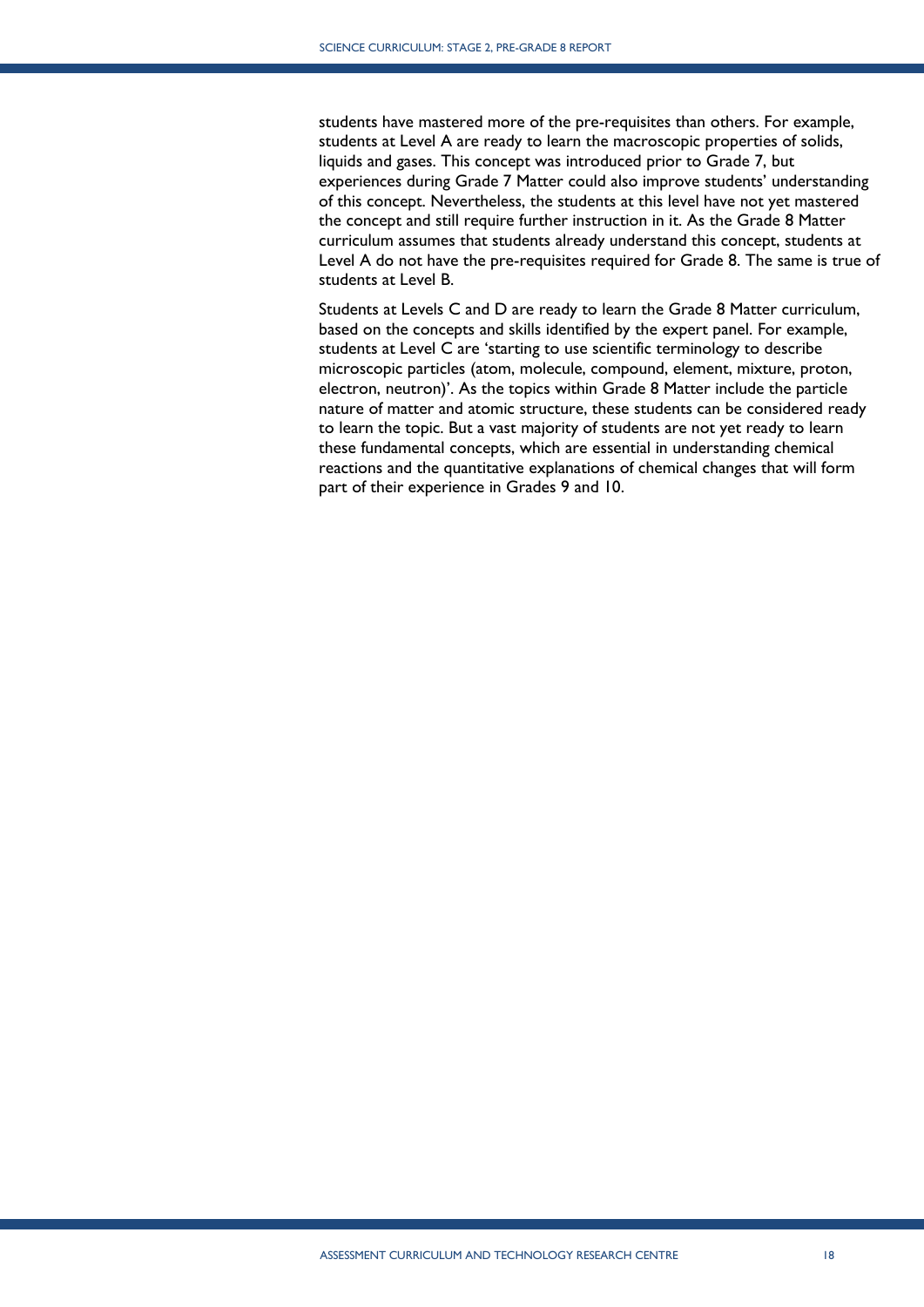students have mastered more of the pre-requisites than others. For example, students at Level A are ready to learn the macroscopic properties of solids, liquids and gases. This concept was introduced prior to Grade 7, but experiences during Grade 7 Matter could also improve students' understanding of this concept. Nevertheless, the students at this level have not yet mastered the concept and still require further instruction in it. As the Grade 8 Matter curriculum assumes that students already understand this concept, students at Level A do not have the pre-requisites required for Grade 8. The same is true of students at Level B.

Students at Levels C and D are ready to learn the Grade 8 Matter curriculum, based on the concepts and skills identified by the expert panel. For example, students at Level C are 'starting to use scientific terminology to describe microscopic particles (atom, molecule, compound, element, mixture, proton, electron, neutron)'. As the topics within Grade 8 Matter include the particle nature of matter and atomic structure, these students can be considered ready to learn the topic. But a vast majority of students are not yet ready to learn these fundamental concepts, which are essential in understanding chemical reactions and the quantitative explanations of chemical changes that will form part of their experience in Grades 9 and 10.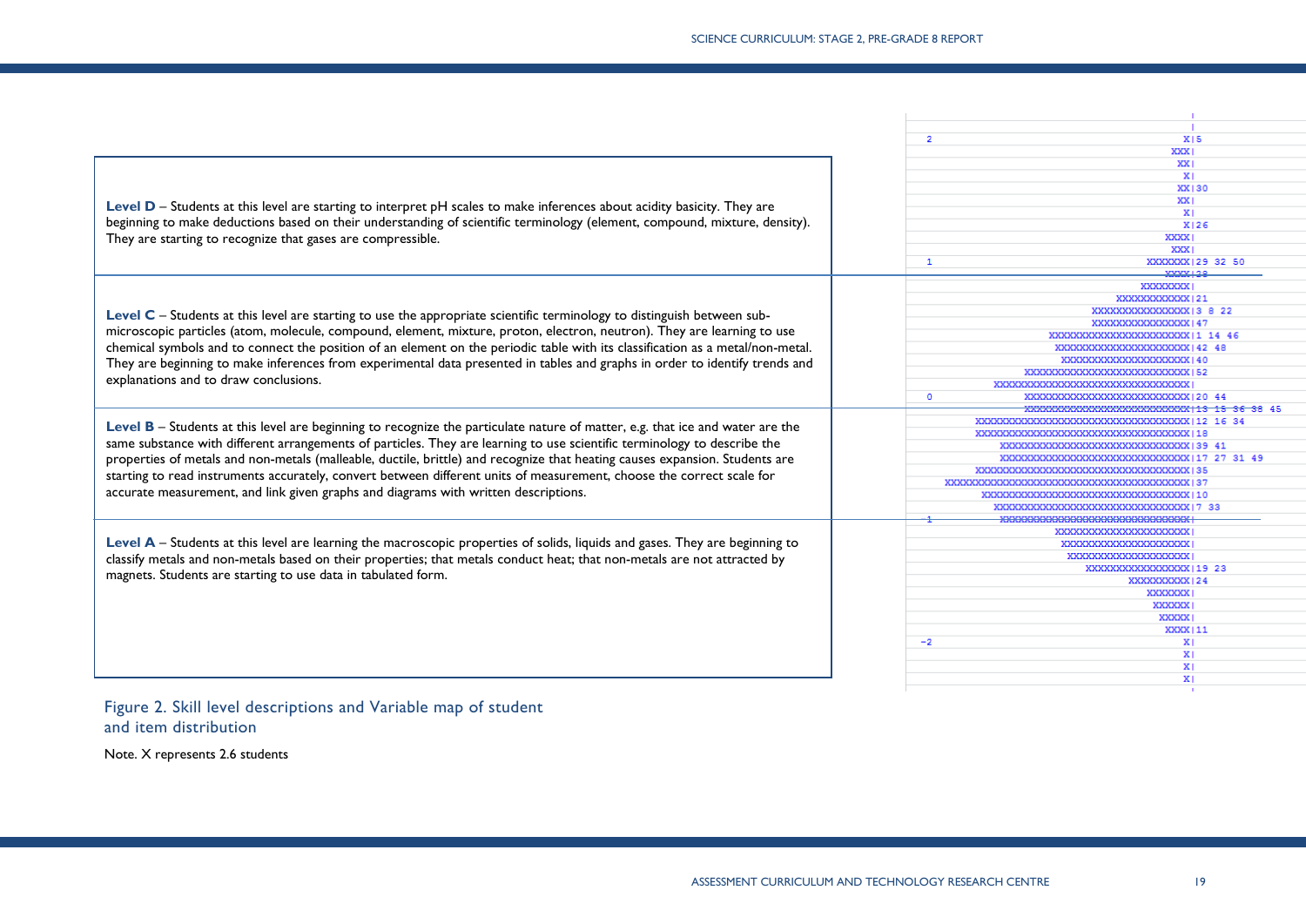**Level D** – Students at this level are starting to interpret pH scales to make inferences about acidity basicity. They are beginning to make deductions based on their understanding of scientific terminology (element, compound, mixture, density). They are starting to recognize that gases are compressible.

**Level C** – Students at this level are starting to use the appropriate scientific terminology to distinguish between sub-microscopic particles (atom, molecule, compound, element, mixture, proton, electron, neutron). They are learning to use chemical symbols and to connect the position of an element on the periodic table with its classification as a metal/non-metal. They are beginning to make inferences from experimental data presented in tables and graphs in order to identify trends and explanations and to draw conclusions.

**Level B** – Students at this level are beginning to recognize the particulate nature of matter, e.g. that ice and water are the same substance with different arrangements of particles. They are learning to use scientific terminology to describe the properties of metals and non-metals (malleable, ductile, brittle) and recognize that heating causes expansion. Students are starting to read instruments accurately, convert between different units of measurement, choose the correct scale for accurate measurement, and link given graphs and diagrams with written descriptions.

**Level A** – Students at this level are learning the macroscopic properties of solids, liquids and gases. They are beginning to classify metals and non-metals based on their properties; that metals conduct heat; that non-metals are not attracted by magnets. Students are starting to use data in tabulated form.

```
                                              |
                                              |
 2                                           X|5
                                           XXX|
                                            XX|
                                             X|
                                            XX|30
                                            XX|
                                             X|
                                             X|26
                                          XXXX|
                                           XXX|
 1                                     XXXXXXX|29 32 50
                                          XXXX|28
                                      XXXXXXXX|
                                  XXXXXXXXXXXX|21
                              XXXXXXXXXXXXXXXX|3 8 22
                              XXXXXXXXXXXXXXXX|47
                       XXXXXXXXXXXXXXXXXXXXXXX|1 14 46
                         XXXXXXXXXXXXXXXXXXXXX|42 48
                         XXXXXXXXXXXXXXXXXXXXX|40
                     XXXXXXXXXXXXXXXXXXXXXXXXX|52
               XXXXXXXXXXXXXXXXXXXXXXXXXXXXXXX|
 0                   XXXXXXXXXXXXXXXXXXXXXXXXX|20 44
                     XXXXXXXXXXXXXXXXXXXXXXXXX|13 15 36 38 45
              XXXXXXXXXXXXXXXXXXXXXXXXXXXXXXXX|12 16 34
              XXXXXXXXXXXXXXXXXXXXXXXXXXXXXXXX|18
                  XXXXXXXXXXXXXXXXXXXXXXXXXXXX|39 41
                  XXXXXXXXXXXXXXXXXXXXXXXXXXXX|17 27 31 49
              XXXXXXXXXXXXXXXXXXXXXXXXXXXXXXXX|35
         XXXXXXXXXXXXXXXXXXXXXXXXXXXXXXXXXXXXX|37
             XXXXXXXXXXXXXXXXXXXXXXXXXXXXXXXXX|10
               XXXXXXXXXXXXXXXXXXXXXXXXXXXXXXX|7 33
-1                XXXXXXXXXXXXXXXXXXXXXXXXXXXX|
                          XXXXXXXXXXXXXXXXXXXX|
                           XXXXXXXXXXXXXXXXXXX|
                            XXXXXXXXXXXXXXXXXX|
                               XXXXXXXXXXXXXXX|19 23
                                    XXXXXXXXXX|24
                                       XXXXXXX|
                                        XXXXXX|
                                         XXXXX|
                                          XXXX|11
-2                                           X|
                                             X|
                                             X|
                                             X|
                                              |
```

Figure 2. Skill level descriptions and Variable map of student and item distribution

Note. X represents 2.6 students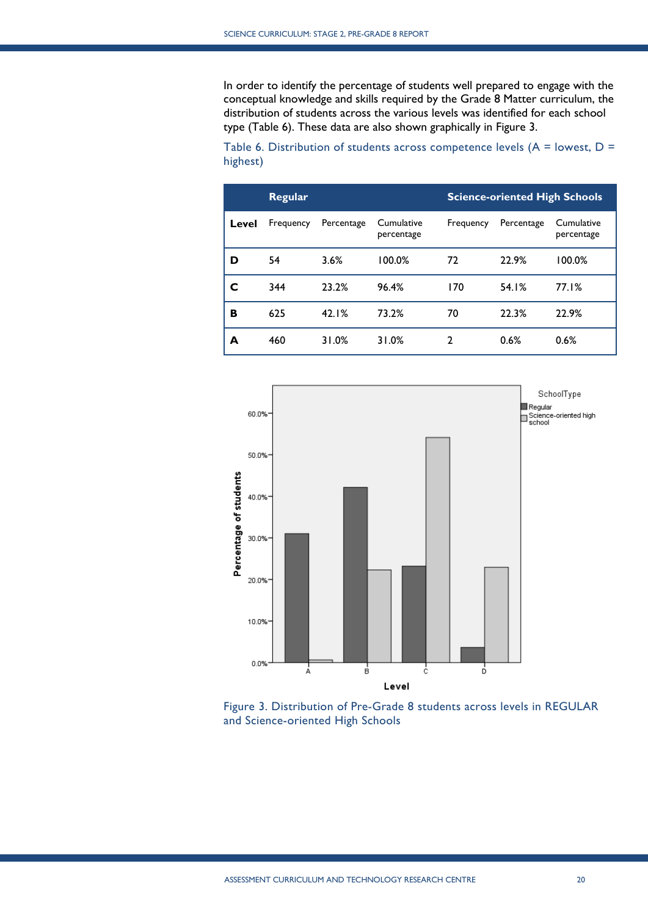In order to identify the percentage of students well prepared to engage with the conceptual knowledge and skills required by the Grade 8 Matter curriculum, the distribution of students across the various levels was identified for each school type (Table 6). These data are also shown graphically in Figure 3.

Table 6. Distribution of students across competence levels (A = lowest, D = highest)

| | Regular | | | Science-oriented High Schools | | |
|---|---|---|---|---|---|---|
| **Level** | Frequency | Percentage | Cumulative percentage | Frequency | Percentage | Cumulative percentage |
| **D** | 54 | 3.6% | 100.0% | 72 | 22.9% | 100.0% |
| **C** | 344 | 23.2% | 96.4% | 170 | 54.1% | 77.1% |
| **B** | 625 | 42.1% | 73.2% | 70 | 22.3% | 22.9% |
| **A** | 460 | 31.0% | 31.0% | 2 | 0.6% | 0.6% |

Figure 3. Distribution of Pre-Grade 8 students across levels in REGULAR and Science-oriented High Schools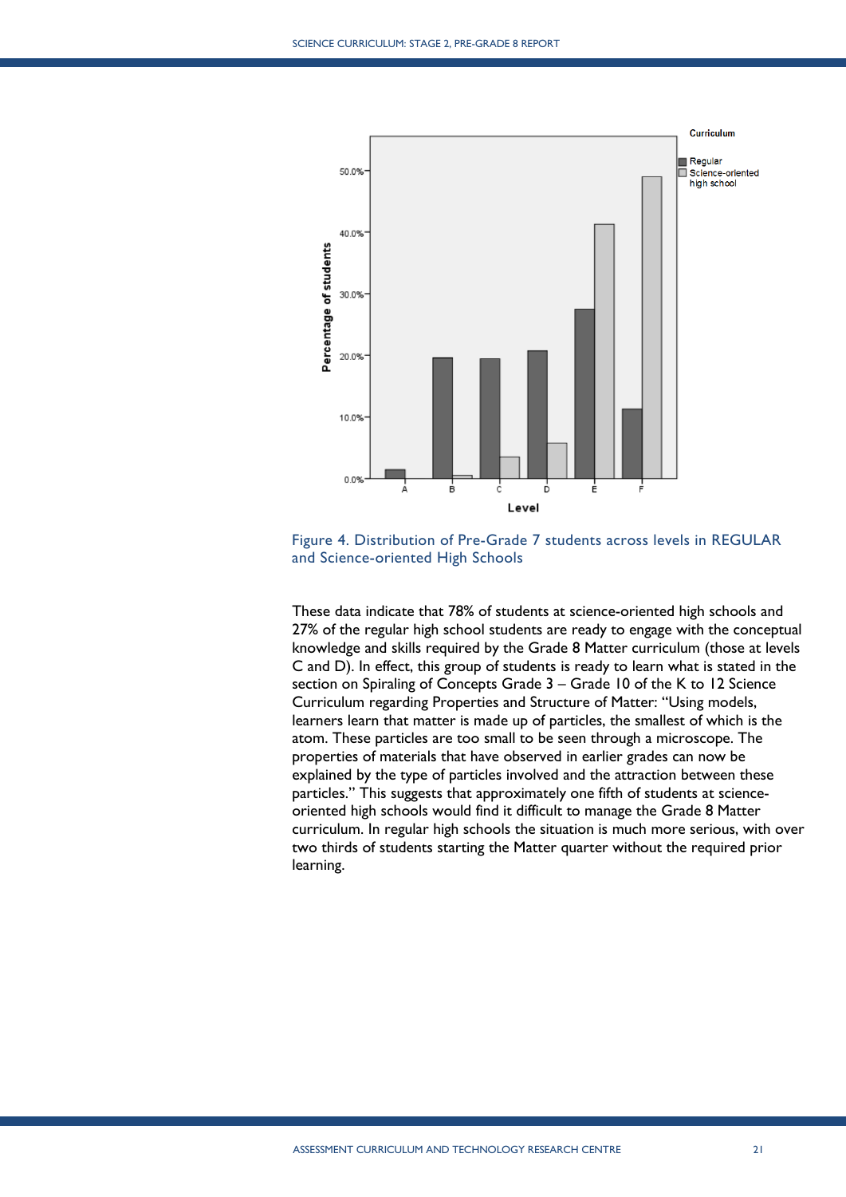Figure 4. Distribution of Pre-Grade 7 students across levels in REGULAR and Science-oriented High Schools

These data indicate that 78% of students at science-oriented high schools and 27% of the regular high school students are ready to engage with the conceptual knowledge and skills required by the Grade 8 Matter curriculum (those at levels C and D). In effect, this group of students is ready to learn what is stated in the section on Spiraling of Concepts Grade 3 – Grade 10 of the K to 12 Science Curriculum regarding Properties and Structure of Matter: "Using models, learners learn that matter is made up of particles, the smallest of which is the atom. These particles are too small to be seen through a microscope. The properties of materials that have observed in earlier grades can now be explained by the type of particles involved and the attraction between these particles." This suggests that approximately one fifth of students at science-oriented high schools would find it difficult to manage the Grade 8 Matter curriculum. In regular high schools the situation is much more serious, with over two thirds of students starting the Matter quarter without the required prior learning.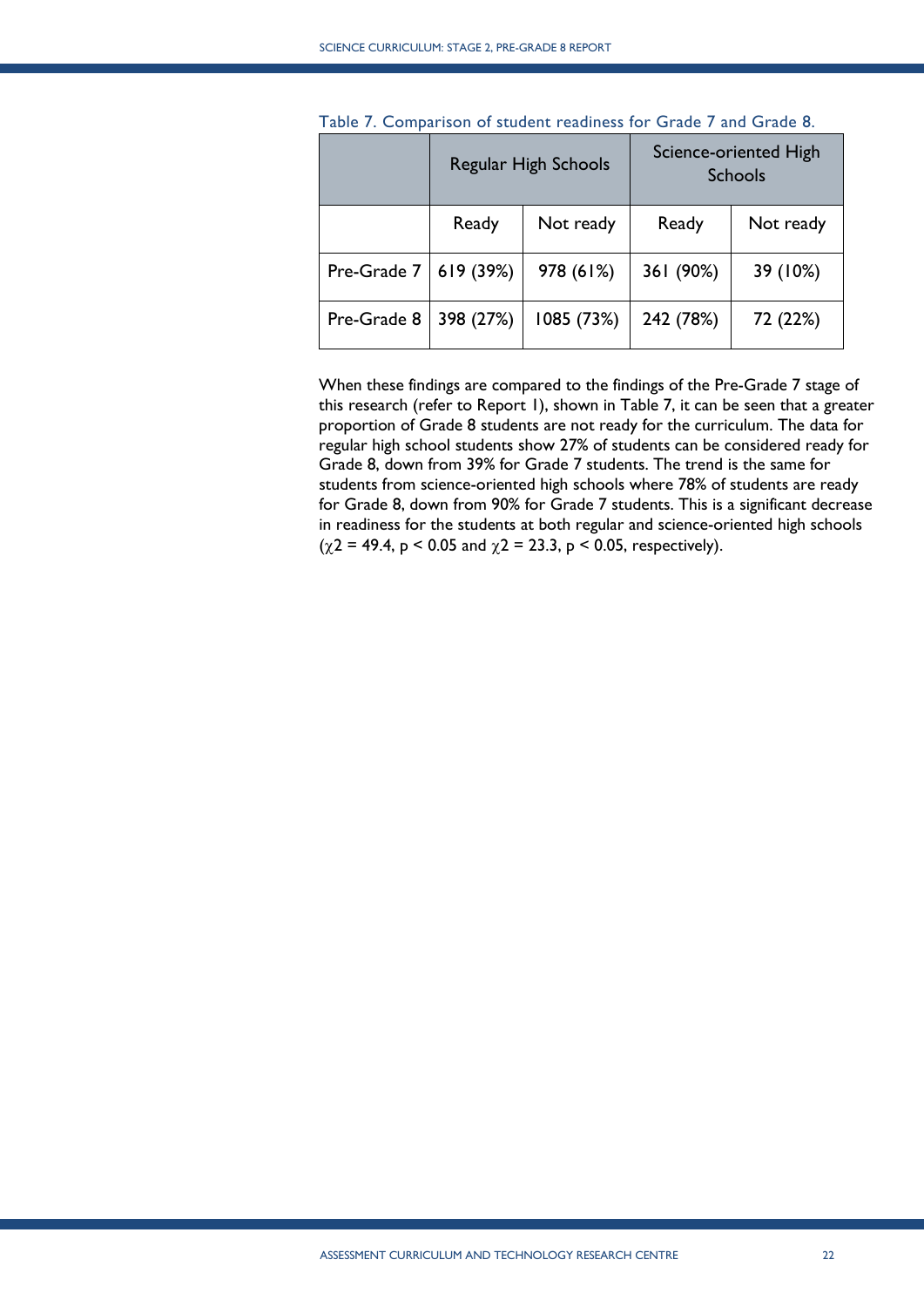Table 7. Comparison of student readiness for Grade 7 and Grade 8.

| | Regular High Schools | | Science-oriented High Schools | |
|---|---|---|---|---|
| | Ready | Not ready | Ready | Not ready |
| Pre-Grade 7 | 619 (39%) | 978 (61%) | 361 (90%) | 39 (10%) |
| Pre-Grade 8 | 398 (27%) | 1085 (73%) | 242 (78%) | 72 (22%) |

When these findings are compared to the findings of the Pre-Grade 7 stage of this research (refer to Report 1), shown in Table 7, it can be seen that a greater proportion of Grade 8 students are not ready for the curriculum. The data for regular high school students show 27% of students can be considered ready for Grade 8, down from 39% for Grade 7 students. The trend is the same for students from science-oriented high schools where 78% of students are ready for Grade 8, down from 90% for Grade 7 students. This is a significant decrease in readiness for the students at both regular and science-oriented high schools ($\chi2 = 49.4$, $p < 0.05$ and $\chi2 = 23.3$, $p < 0.05$, respectively).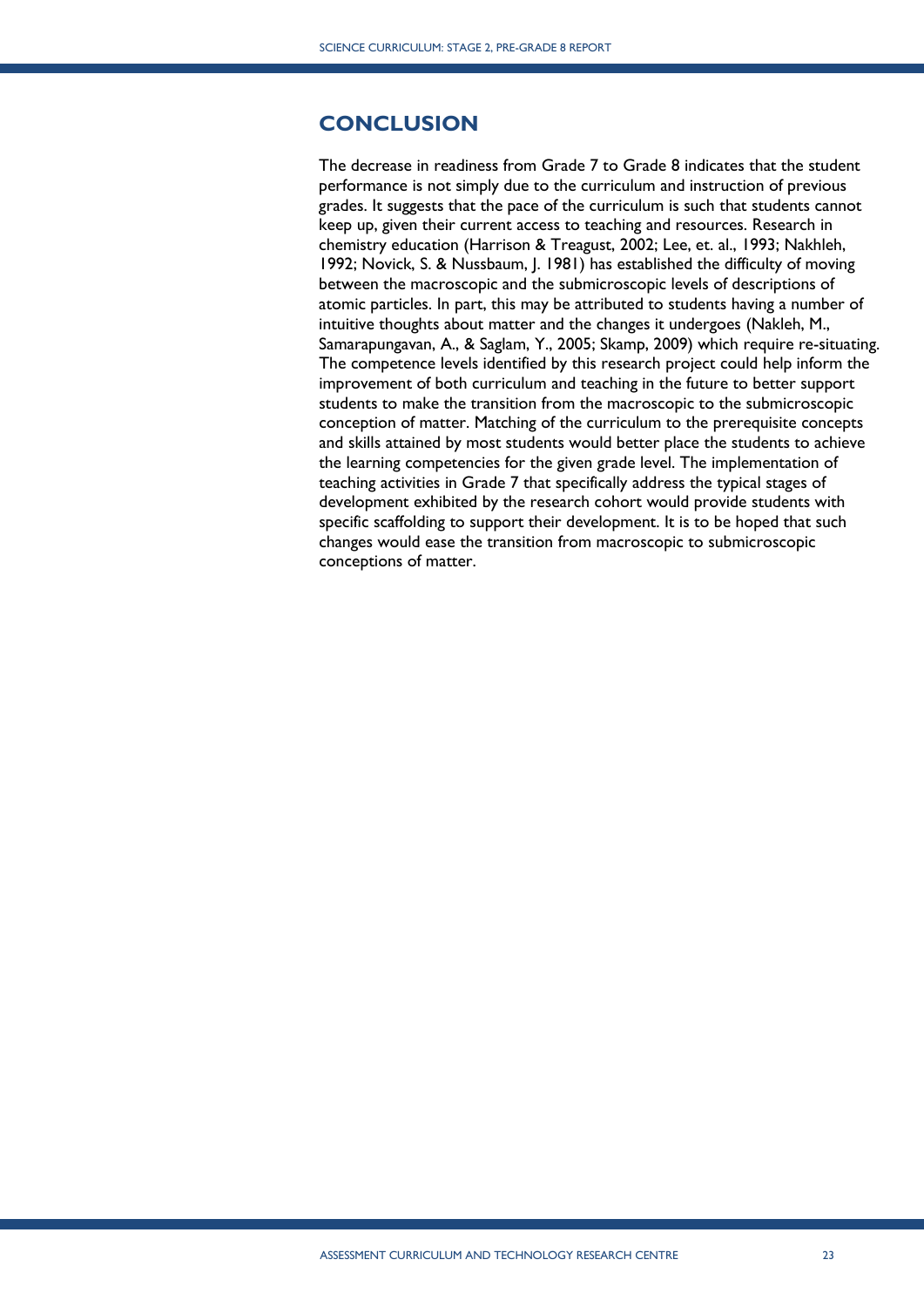## CONCLUSION

The decrease in readiness from Grade 7 to Grade 8 indicates that the student performance is not simply due to the curriculum and instruction of previous grades. It suggests that the pace of the curriculum is such that students cannot keep up, given their current access to teaching and resources. Research in chemistry education (Harrison & Treagust, 2002; Lee, et. al., 1993; Nakhleh, 1992; Novick, S. & Nussbaum, J. 1981) has established the difficulty of moving between the macroscopic and the submicroscopic levels of descriptions of atomic particles. In part, this may be attributed to students having a number of intuitive thoughts about matter and the changes it undergoes (Nakleh, M., Samarapungavan, A., & Saglam, Y., 2005; Skamp, 2009) which require re-situating. The competence levels identified by this research project could help inform the improvement of both curriculum and teaching in the future to better support students to make the transition from the macroscopic to the submicroscopic conception of matter. Matching of the curriculum to the prerequisite concepts and skills attained by most students would better place the students to achieve the learning competencies for the given grade level. The implementation of teaching activities in Grade 7 that specifically address the typical stages of development exhibited by the research cohort would provide students with specific scaffolding to support their development. It is to be hoped that such changes would ease the transition from macroscopic to submicroscopic conceptions of matter.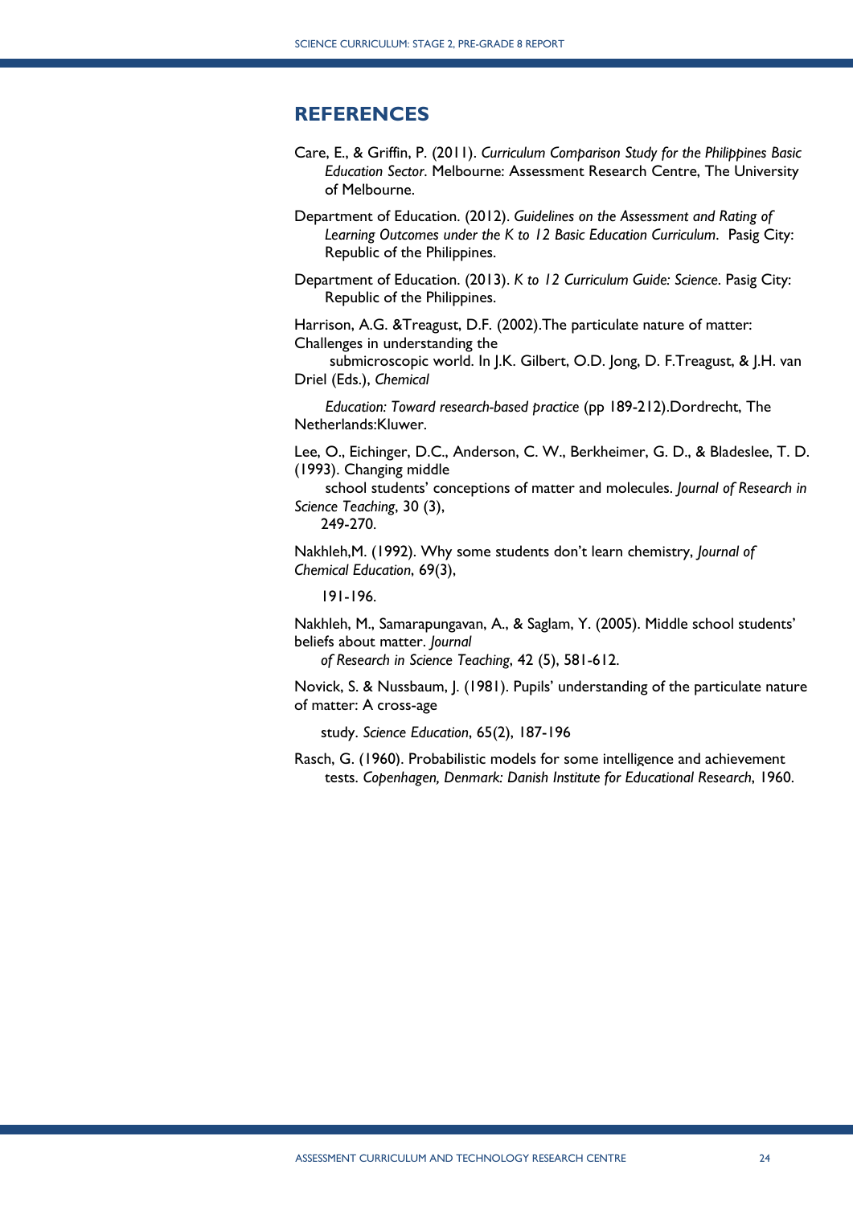## REFERENCES

Care, E., & Griffin, P. (2011). *Curriculum Comparison Study for the Philippines Basic Education Sector*. Melbourne: Assessment Research Centre, The University of Melbourne.

Department of Education. (2012). *Guidelines on the Assessment and Rating of Learning Outcomes under the K to 12 Basic Education Curriculum*. Pasig City: Republic of the Philippines.

Department of Education. (2013). *K to 12 Curriculum Guide: Science*. Pasig City: Republic of the Philippines.

Harrison, A.G. &Treagust, D.F. (2002).The particulate nature of matter: Challenges in understanding the submicroscopic world. In J.K. Gilbert, O.D. Jong, D. F.Treagust, & J.H. van Driel (Eds.), *Chemical Education: Toward research-based practice* (pp 189-212).Dordrecht, The Netherlands:Kluwer.

Lee, O., Eichinger, D.C., Anderson, C. W., Berkheimer, G. D., & Bladeslee, T. D. (1993). Changing middle school students' conceptions of matter and molecules. *Journal of Research in Science Teaching*, 30 (3), 249-270.

Nakhleh,M. (1992). Why some students don't learn chemistry, *Journal of Chemical Education*, 69(3), 191-196.

Nakhleh, M., Samarapungavan, A., & Saglam, Y. (2005). Middle school students' beliefs about matter. *Journal of Research in Science Teaching*, 42 (5), 581-612.

Novick, S. & Nussbaum, J. (1981). Pupils' understanding of the particulate nature of matter: A cross-age study. *Science Education*, 65(2), 187-196

Rasch, G. (1960). Probabilistic models for some intelligence and achievement tests. *Copenhagen, Denmark: Danish Institute for Educational Research*, 1960.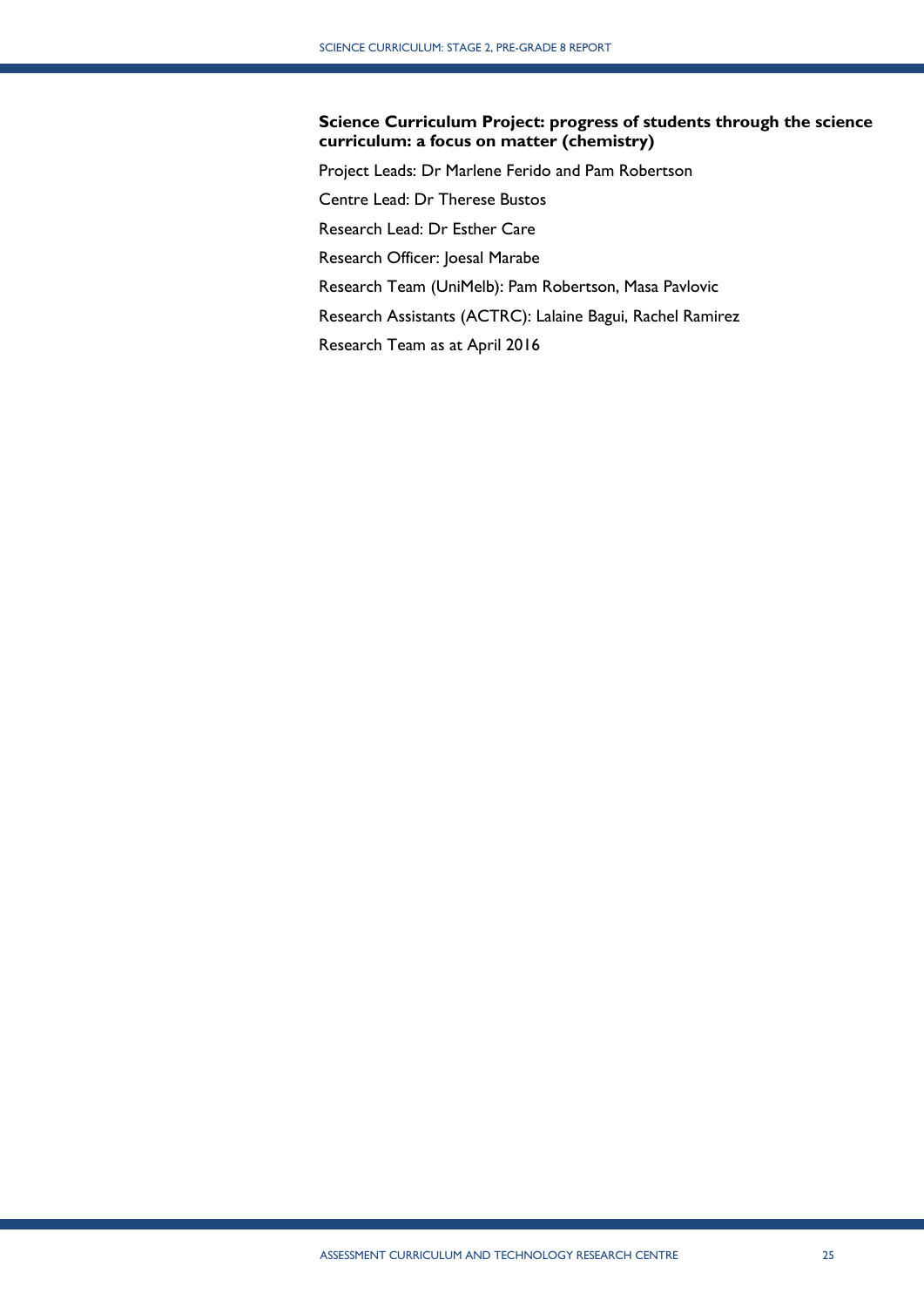**Science Curriculum Project: progress of students through the science curriculum: a focus on matter (chemistry)**

Project Leads: Dr Marlene Ferido and Pam Robertson

Centre Lead: Dr Therese Bustos

Research Lead: Dr Esther Care

Research Officer: Joesal Marabe

Research Team (UniMelb): Pam Robertson, Masa Pavlovic

Research Assistants (ACTRC): Lalaine Bagui, Rachel Ramirez

Research Team as at April 2016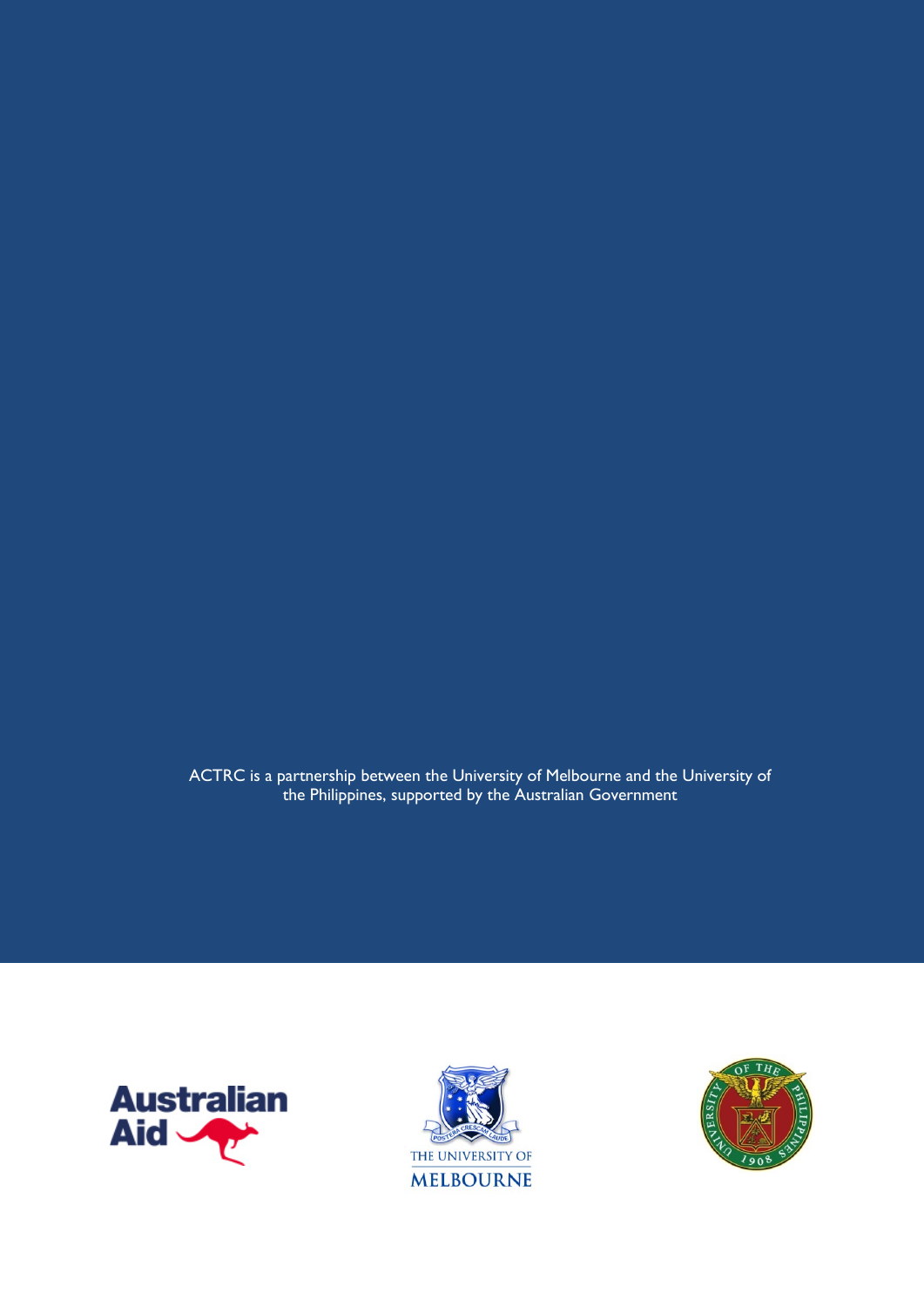ACTRC is a partnership between the University of Melbourne and the University of the Philippines, supported by the Australian Government